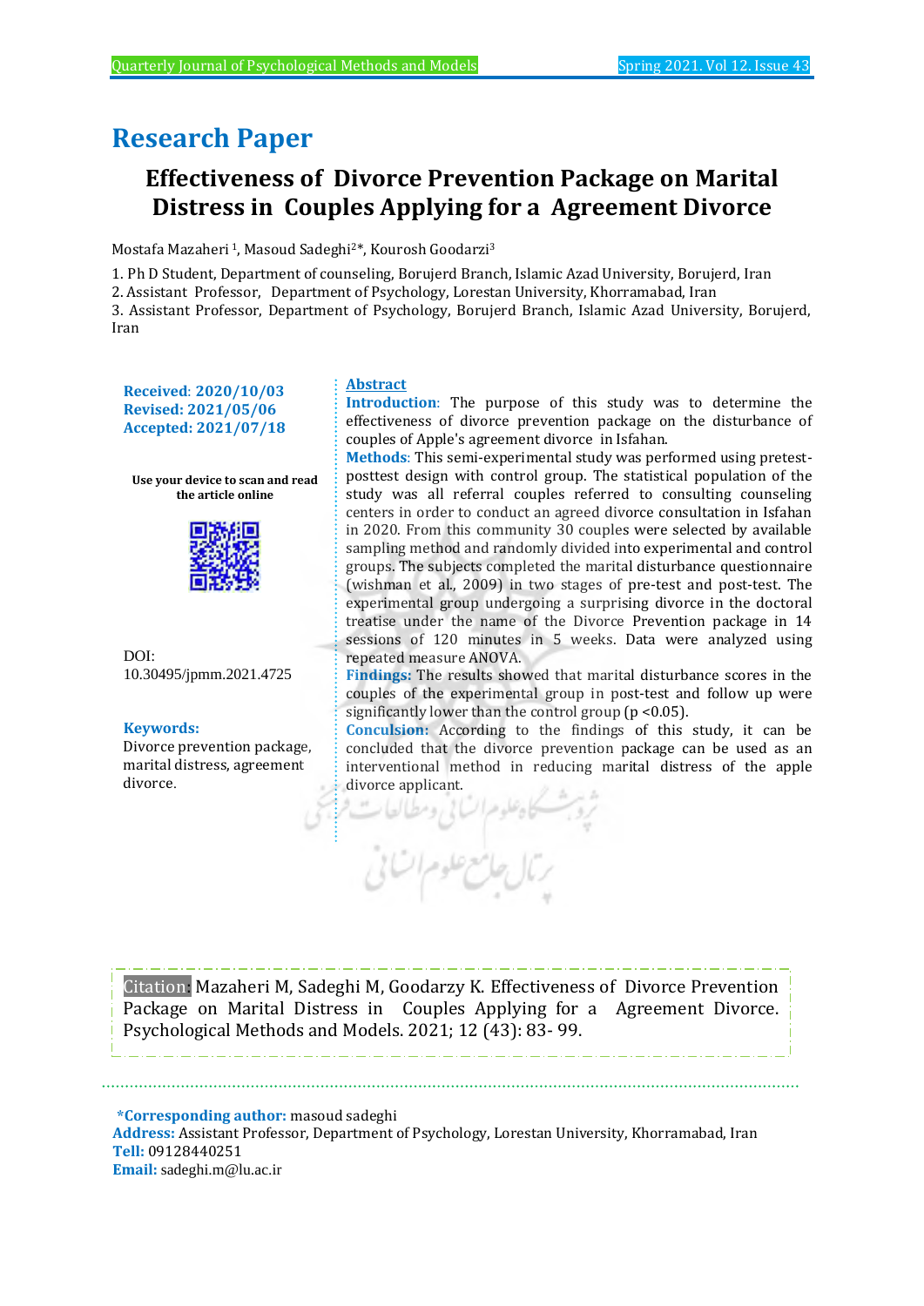# Research Paper

## Effectiveness of Divorce Prevention Package on Marital Distress in Couples Applying for a Agreement Divorce

Mostafa Mazaheri [1], Masoud Sadeghi[2]*, Kourosh Goodarzi[3]

1. Ph D Student, Department of counseling, Borujerd Branch, Islamic Azad University, Borujerd, Iran
2. Assistant Professor, Department of Psychology, Lorestan University, Khorramabad, Iran
3. Assistant Professor, Department of Psychology, Borujerd Branch, Islamic Azad University, Borujerd, Iran

**Received: 2020/10/03**
**Revised: 2021/05/06**
**Accepted: 2021/07/18**

Use your device to scan and read the article online

DOI: 10.30495/jpmm.2021.4725

**Keywords:**
Divorce prevention package, marital distress, agreement divorce.

**Abstract**

**Introduction**: The purpose of this study was to determine the effectiveness of divorce prevention package on the disturbance of couples of Apple's agreement divorce in Isfahan.

**Methods**: This semi-experimental study was performed using pretest-posttest design with control group. The statistical population of the study was all referral couples referred to consulting counseling centers in order to conduct an agreed divorce consultation in Isfahan in 2020. From this community 30 couples were selected by available sampling method and randomly divided into experimental and control groups. The subjects completed the marital disturbance questionnaire (wishman et al., 2009) in two stages of pre-test and post-test. The experimental group undergoing a surprising divorce in the doctoral treatise under the name of the Divorce Prevention package in 14 sessions of 120 minutes in 5 weeks. Data were analyzed using repeated measure ANOVA.

**Findings:** The results showed that marital disturbance scores in the couples of the experimental group in post-test and follow up were significantly lower than the control group ($p < 0.05$).

**Conculsion:** According to the findings of this study, it can be concluded that the divorce prevention package can be used as an interventional method in reducing marital distress of the apple divorce applicant.

Citation: Mazaheri M, Sadeghi M, Goodarzy K. Effectiveness of Divorce Prevention Package on Marital Distress in Couples Applying for a Agreement Divorce. Psychological Methods and Models. 2021; 12 (43): 83- 99.

**\*Corresponding author:** masoud sadeghi
**Address:** Assistant Professor, Department of Psychology, Lorestan University, Khorramabad, Iran
**Tell:** 09128440251
**Email:** sadeghi.m@lu.ac.ir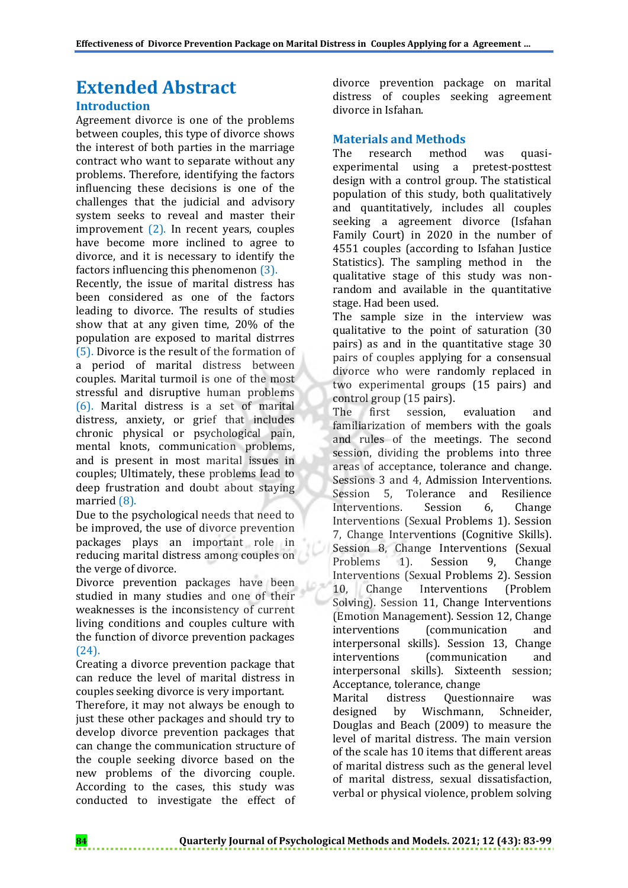# Extended Abstract

## Introduction

Agreement divorce is one of the problems between couples, this type of divorce shows the interest of both parties in the marriage contract who want to separate without any problems. Therefore, identifying the factors influencing these decisions is one of the challenges that the judicial and advisory system seeks to reveal and master their improvement (2). In recent years, couples have become more inclined to agree to divorce, and it is necessary to identify the factors influencing this phenomenon (3).

Recently, the issue of marital distress has been considered as one of the factors leading to divorce. The results of studies show that at any given time, 20% of the population are exposed to marital distrres (5). Divorce is the result of the formation of a period of marital distress between couples. Marital turmoil is one of the most stressful and disruptive human problems (6). Marital distress is a set of marital distress, anxiety, or grief that includes chronic physical or psychological pain, mental knots, communication problems, and is present in most marital issues in couples; Ultimately, these problems lead to deep frustration and doubt about staying married (8).

Due to the psychological needs that need to be improved, the use of divorce prevention packages plays an important role in reducing marital distress among couples on the verge of divorce.

Divorce prevention packages have been studied in many studies and one of their weaknesses is the inconsistency of current living conditions and couples culture with the function of divorce prevention packages (24).

Creating a divorce prevention package that can reduce the level of marital distress in couples seeking divorce is very important.

Therefore, it may not always be enough to just these other packages and should try to develop divorce prevention packages that can change the communication structure of the couple seeking divorce based on the new problems of the divorcing couple. According to the cases, this study was conducted to investigate the effect of divorce prevention package on marital distress of couples seeking agreement divorce in Isfahan.

## Materials and Methods

The research method was quasi-experimental using a pretest-posttest design with a control group. The statistical population of this study, both qualitatively and quantitatively, includes all couples seeking a agreement divorce (Isfahan Family Court) in 2020 in the number of 4551 couples (according to Isfahan Justice Statistics). The sampling method in the qualitative stage of this study was non-random and available in the quantitative stage. Had been used.

The sample size in the interview was qualitative to the point of saturation (30 pairs) as and in the quantitative stage 30 pairs of couples applying for a consensual divorce who were randomly replaced in two experimental groups (15 pairs) and control group (15 pairs).

The first session, evaluation and familiarization of members with the goals and rules of the meetings. The second session, dividing the problems into three areas of acceptance, tolerance and change. Sessions 3 and 4, Admission Interventions. Session 5, Tolerance and Resilience Interventions. Session 6, Change Interventions (Sexual Problems 1). Session 7, Change Interventions (Cognitive Skills). Session 8, Change Interventions (Sexual Problems 1). Session 9, Change Interventions (Sexual Problems 2). Session 10, Change Interventions (Problem Solving). Session 11, Change Interventions (Emotion Management). Session 12, Change interventions (communication and interpersonal skills). Session 13, Change interventions (communication and interpersonal skills). Sixteenth session; Acceptance, tolerance, change

Marital distress Questionnaire was designed by Wischmann, Schneider, Douglas and Beach (2009) to measure the level of marital distress. The main version of the scale has 10 items that different areas of marital distress such as the general level of marital distress, sexual dissatisfaction, verbal or physical violence, problem solving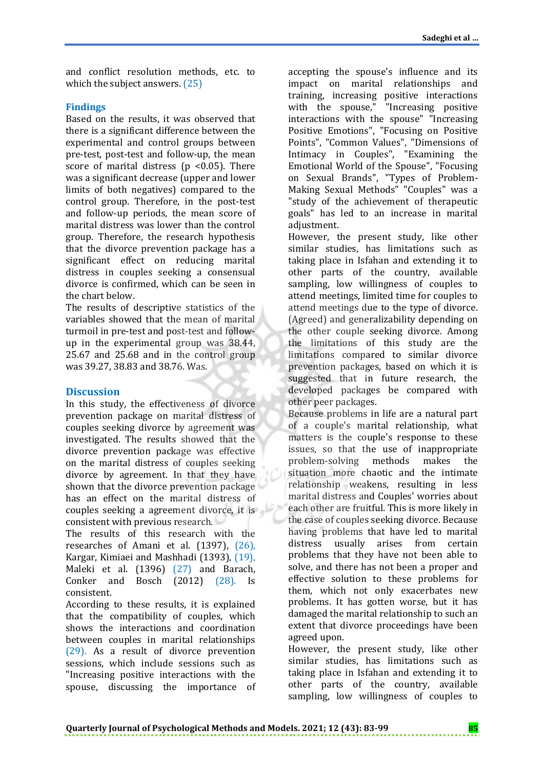and conflict resolution methods, etc. to which the subject answers. (25)

## Findings

Based on the results, it was observed that there is a significant difference between the experimental and control groups between pre-test, post-test and follow-up, the mean score of marital distress ($p < 0.05$). There was a significant decrease (upper and lower limits of both negatives) compared to the control group. Therefore, in the post-test and follow-up periods, the mean score of marital distress was lower than the control group. Therefore, the research hypothesis that the divorce prevention package has a significant effect on reducing marital distress in couples seeking a consensual divorce is confirmed, which can be seen in the chart below.

The results of descriptive statistics of the variables showed that the mean of marital turmoil in pre-test and post-test and follow-up in the experimental group was 38.44, 25.67 and 25.68 and in the control group was 39.27, 38.83 and 38.76. Was.

## Discussion

In this study, the effectiveness of divorce prevention package on marital distress of couples seeking divorce by agreement was investigated. The results showed that the divorce prevention package was effective on the marital distress of couples seeking divorce by agreement. In that they have shown that the divorce prevention package has an effect on the marital distress of couples seeking a agreement divorce, it is consistent with previous research.

The results of this research with the researches of Amani et al. (1397), (26), Kargar, Kimiaei and Mashhadi (1393), (19), Maleki et al. (1396) (27) and Barach, Conker and Bosch (2012) (28). Is consistent.

According to these results, it is explained that the compatibility of couples, which shows the interactions and coordination between couples in marital relationships (29). As a result of divorce prevention sessions, which include sessions such as "Increasing positive interactions with the spouse, discussing the importance of accepting the spouse's influence and its impact on marital relationships and training, increasing positive interactions with the spouse," "Increasing positive interactions with the spouse" "Increasing Positive Emotions", "Focusing on Positive Points", "Common Values", "Dimensions of Intimacy in Couples", "Examining the Emotional World of the Spouse", "Focusing on Sexual Brands", "Types of Problem-Making Sexual Methods" "Couples" was a "study of the achievement of therapeutic goals" has led to an increase in marital adjustment.

However, the present study, like other similar studies, has limitations such as taking place in Isfahan and extending it to other parts of the country, available sampling, low willingness of couples to attend meetings, limited time for couples to attend meetings due to the type of divorce. (Agreed) and generalizability depending on the other couple seeking divorce. Among the limitations of this study are the limitations compared to similar divorce prevention packages, based on which it is suggested that in future research, the developed packages be compared with other peer packages.

Because problems in life are a natural part of a couple's marital relationship, what matters is the couple's response to these issues, so that the use of inappropriate problem-solving methods makes the situation more chaotic and the intimate relationship weakens, resulting in less marital distress and Couples' worries about each other are fruitful. This is more likely in the case of couples seeking divorce. Because having problems that have led to marital distress usually arises from certain problems that they have not been able to solve, and there has not been a proper and effective solution to these problems for them, which not only exacerbates new problems. It has gotten worse, but it has damaged the marital relationship to such an extent that divorce proceedings have been agreed upon.

However, the present study, like other similar studies, has limitations such as taking place in Isfahan and extending it to other parts of the country, available sampling, low willingness of couples to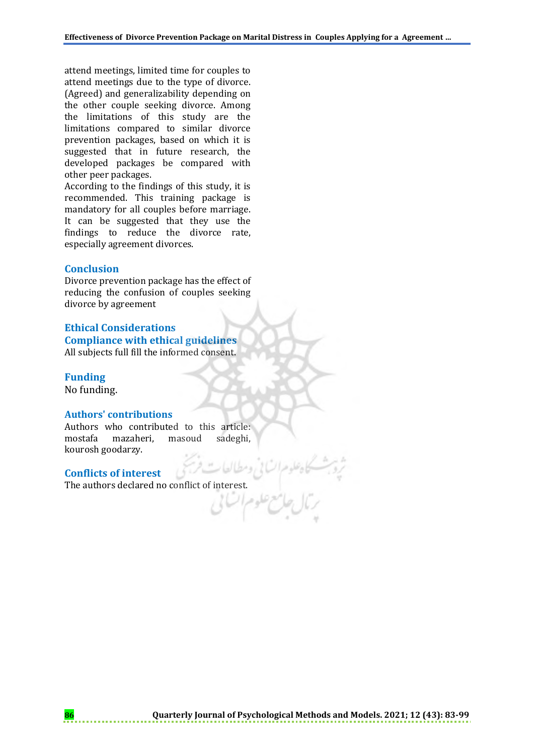attend meetings, limited time for couples to attend meetings due to the type of divorce. (Agreed) and generalizability depending on the other couple seeking divorce. Among the limitations of this study are the limitations compared to similar divorce prevention packages, based on which it is suggested that in future research, the developed packages be compared with other peer packages.

According to the findings of this study, it is recommended. This training package is mandatory for all couples before marriage. It can be suggested that they use the findings to reduce the divorce rate, especially agreement divorces.

## Conclusion

Divorce prevention package has the effect of reducing the confusion of couples seeking divorce by agreement

## Ethical Considerations

### Compliance with ethical guidelines

All subjects full fill the informed consent.

## Funding

No funding.

## Authors' contributions

Authors who contributed to this article: mostafa mazaheri, masoud sadeghi, kourosh goodarzy.

## Conflicts of interest

The authors declared no conflict of interest.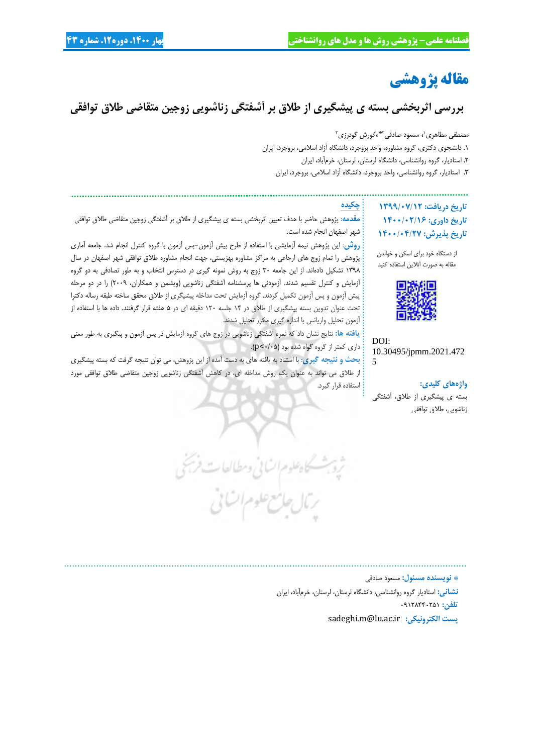# مقاله پژوهشی

## بررسی اثربخشی بسته ی پیشگیری از طلاق بر آشفتگی زناشویی زوجین متقاضی طلاق توافقی

مصطفی مظاهری[1]، مسعود صادقی[2*]، کورش گودرزی[3]

۱. دانشجوی دکتری، گروه مشاوره، واحد بروجرد، دانشگاه آزاد اسلامی، بروجرد، ایران

۲. استادیار، گروه روانشناسی، دانشگاه لرستان، لرستان، خرم‌آباد، ایران

۳. استادیار، گروه روانشناسی، واحد بروجرد، دانشگاه آزاد اسلامی، بروجرد، ایران

**تاریخ دریافت: ۱۳۹۹/۰۷/۱۲**
**تاریخ داوری: ۱۴۰۰/۰۲/۱۶**
**تاریخ پذیرش: ۱۴۰۰/۰۴/۲۷**

از دستگاه خود برای اسکن و خواندن مقاله به صورت آنلاین استفاده کنید

DOI: 10.30495/jpmm.2021.4725

**واژه‌های کلیدی:**
بسته ی پیشگیری از طلاق، آشفتگی زناشویی، طلاق توافقی

### چکیده

**مقدمه:** پژوهش حاضر با هدف تعیین اثربخشی بسته ی پیشگیری از طلاق بر آشفتگی زوجین متقاضی طلاق توافقی شهر اصفهان انجام شده است.

**روش:** این پژوهش نیمه آزمایشی با استفاده از طرح پیش آزمون–پس آزمون با گروه کنترل انجام شد. جامعه آماری پژوهش را تمام زوج های ارجاعی به مراکز مشاوره بهزیستی، جهت انجام مشاوره طلاق توافقی شهر اصفهان در سال ۱۳۹۸ تشکیل داده‌اند. از این جامعه ۳۰ زوج به روش نمونه گیری در دسترس انتخاب و به طور تصادفی به دو گروه آزمایش و کنترل تقسیم شدند. آزمودنی ها پرسشنامه آشفتگی زناشویی (ویشمن و همکاران، ۲۰۰۹) را در دو مرحله پیش آزمون و پس آزمون تکمیل کردند. گروه آزمایش تحت مداخله پیشگیری از طلاق محقق ساخته طبقه رساله دکترا تحت عنوان تدوین بسته پیشگیری از طلاق در ۱۴ جلسه ۱۲۰ دقیقه ای در ۵ هفته قرار گرفتند. داده ها با استفاده از آزمون تحلیل واریانس با اندازه گیری مکرر تحلیل شدند.

**یافته ها:** نتایج نشان داد که نمره آشفتگی زناشویی در زوج های گروه آزمایش در پس آزمون و پیگیری به طور معنی داری کمتر از گروه گواه شده بود ($p<0.05$).

**بحث و نتیجه گیری:** با استناد به یافته های به دست آمده از این پژوهش، می توان نتیجه گرفت که بسته پیشگیری از طلاق می تواند به عنوان یک روش مداخله ای، در کاهش آشفتگی زناشویی زوجین متقاضی طلاق توافقی مورد استفاده قرار گیرد.

---

**\* نویسنده مسئول:** مسعود صادقی

**نشانی:** استادیار گروه روانشناسی، دانشگاه لرستان، لرستان، خرم‌آباد، ایران

**تلفن:** ۰۹۱۲۸۴۴۰۲۵۱

**پست الکترونیکی:** sadeghi.m@lu.ac.ir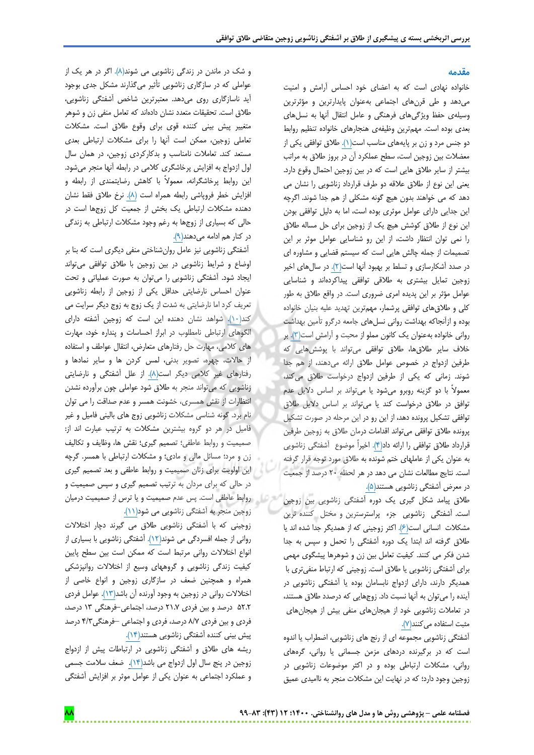## مقدمه

خانواده نهادی است که به اعضای خود احساس آرامش و امنیت می‌دهد و طی قرن‌های اجتماعی به‌عنوان پایدارترین و مؤثرترین وسیله‌ی حفظ ویژگی‌های فرهنگی و عامل انتقال آنها به نسل‌های بعدی بوده است. مهم‌ترین وظیفه‌ی هنجارهای خانواده تنظیم روابط دو جنس مرد و زن بر پایه‌های مناسب است(۱). طلاق توافقی یکی از معضلات بین زوجین است، سطح عملکرد آن در بروز طلاق به مراتب بیشتر از سایر طلاق هایی است که در بین زوجین احتمال وقوع دارد. یعنی این نوع از طلاق علاقه دو طرف قرارداد زناشویی را نشان می دهد که می خواهند بدون هیچ گونه مشکلی از هم جدا شوند. اگرچه این جدایی دارای عوامل موثری بوده است، اما به دلیل توافقی بودن این نوع از طلاق کوشش هیچ یک از زوجین برای حل مساله طلاق را نمی توان انتظار داشت، از این رو شناسایی عوامل موثر بر این تصمیمات از جمله چالش هایی است که سیستم قضایی و مشاوره ای در صدد آشکارسازی و تسلط بر بهبود آنها است(۲). در سال‌های اخیر زوجین تمایل بیشتری به طلاقی توافقی پیداکرده‌اند و شناسایی عوامل مؤثر بر این پدیده امری ضروری است. در واقع طلاق به طور کلی و طلاق‌های توافقی پرشمار، مهم‌ترین تهدید علیه بنیان خانواده بوده و ازآنجاکه بهداشت روانی نسل‌های جامعه درگرو تأمین بهداشت روانی خانواده به‌عنوان یک کانون مملو از محبت و آرامش است(۳). بر خلاف سایر طلاق‌ها، طلاق توافقی می‌تواند با پوشش‌هایی که طرفین ازدواج در خصوص عوامل طلاق ارائه می‌دهند، از هم جدا شوند. زمانی که یکی از طرفین ازدواج درخواست طلاق می‌کند، معمولاً با دو گزینه روبرو می‌شود یا می‌تواند بر اساس دلایل عدم توافق در طلاق درخواست کند یا می‌تواند بر اساس دلایل طلاق توافقی تشکیل پرونده دهد، از این رو در این مرحله در صورت تشکیل پرونده طلاق توافقی می‌تواند اقدامات درمان طلاق به زوجین طرفین قرارداد طلاق توافقی را ارائه داد(۴). اخیراً موضوع آشفتگی زناشویی به عنوان یکی از عامل‌های ختم شونده به طلاق مورد توجه قرار گرفته است. نتایج مطالعات نشان می دهد در لحظه ۲۰ درصد از جمعیت در معرض آشفتگی زناشویی هستند(۵).

طلاق پیامد شکل گیری یک دوره آشفتگی زناشویی بین زوجین است. آشفتگی زناشویی جزء پراسترسترین و مختل کننده ترین مشکلات انسانی است(۶). اکثر زوجینی که از همدیگر جدا شده اند یا طلاق گرفته اند ابتدا یک دوره آشفتگی را تحمل و سپس به جدا شدن فکر می کنند. کیفیت تعامل بین زن و شوهرها پیشگوی مهمی برای آشفتگی زناشویی یا طلاق است. زوجینی که ارتباط منفی‌تری با همدیگر دارند، دارای ازدواج نابسامان بوده و آشفتگی زناشویی در آینده را می‌توان به آنها نسبت داد. زوج‌هایی که درصدد طلاق هستند، در تعاملات زناشویی خود از هیجان‌های منفی بیش از هیجان‌های مثبت استفاده می‌کنند(۷).

آشفتگی زناشویی مجموعه ای از رنج های زناشویی، اضطراب یا اندوه است که در برگیرنده دردهای مزمن جسمانی یا روانی، گره‌های روانی، مشکلات ارتباطی بوده و در اکثر موضوعات زناشویی در زوجین وجود دارد؛ که در نهایت این مشکلات منجر به ناامیدی عمیق و شک در ماندن در زندگی زناشویی می شوند(۸). اگر در هر یک از عواملی که در سازگاری زناشویی تأثیر می‌گذارند مشکل جدی بوجود آید ناسازگاری روی می‌دهد. معتبرترین شاخص آشفتگی زناشویی، طلاق است. تحقیقات متعدد نشان داده‌اند که تعامل منفی زن و شوهر متغیر پیش بینی کننده قوی برای وقوع طلاق است. مشکلات تعاملی زوجین، ممکن است آنها را برای مشکلات ارتباطی بعدی مستعد کند. تعاملات نامناسب و بدکارکردی زوجین، در همان سال اول ازدواج به افزایش پرخاشگری کلامی در رابطه آنها منجر می‌شود. این روابط پرخاشگرانه، معمولاً با کاهش رضایتمندی از رابطه و افزایش خطر فروپاشی رابطه همراه است (۸). نرخ طلاق فقط نشان دهنده مشکلات ارتباطی یک بخش از جمعیت کل زوجها است در حالی که بسیاری از زوجها به رغم وجود مشکلات ارتباطی به زندگی در کنار هم ادامه می‌دهند(۹).

آشفتگی زناشویی نیز عامل روان‌شناختی منفی دیگری است که بنا بر اوضاع و شرایط زناشویی در بین زوجین با طلاق توافقی می‌تواند ایجاد شود. آشفتگی زناشویی را می‌توان به صورت عملیاتی و تحت عنوان احساس نارضایتی حداقل یکی از زوجین از رابطه زناشویی تعریف کرد اما نارضایتی به شدت از یک زوج به زوج دیگر سرایت می کند(۱۰). شواهد نشان دهنده این است که زوجین آشفته دارای الگوهای ارتباطی نامطلوب در ابراز احساسات و پنداره خود، مهارت های کلامی، مهارت حل رفتارهای متعارض، انتقال عواطف و استفاده از حالات، چهره، تصویر بدنی، لمس کردن ها و سایر نمادها و رفتارهای غیر کلامی دیگر است(۸). از علل آشفتگی و نارضایتی زناشویی که می‌تواند منجر به طلاق شود عواملی چون برآورده نشدن انتظارات از نقش همسری، خشونت همسر و عدم صداقت را می توان نام برد. گونه شناسی مشکلات زناشویی زوج های بالینی فامیل و غیر فامیل در هر دو گروه بیشترین مشکلات به ترتیب عبارت اند از: صمیمیت و روابط عاطفی؛ تصمیم گیری؛ نقش ها، وظایف و تکالیف زن و مرد؛ مسائل مالی و مادی؛ و مشکلات ارتباطی با همسر. گرچه این اولویت برای زنان صمیمیت و روابط عاطفی و بعد تصمیم گیری در حالی که برای مردان به ترتیب تصمیم گیری و سپس صمیمیت و روابط عاطفی است. پس عدم صمیمیت و یا ترس از صمیمیت درمیان زوجین منجر به آشفتگی زناشویی می شود(۱۱).

زوجینی که با آشفتگی زناشویی طلاق می گیرند دچار اختلالات روانی از جمله افسردگی می شوند(۱۲). آشفتگی زناشویی با بسیاری از انواع اختلالات روانی مرتبط است که ممکن است بین سطح پایین کیفیت زندگی زناشویی و گروههای وسیع از اختلالات روانپزشکی همراه و همچنین ضعف در سازگاری زوجین و انواع خاصی از اختلالات روانی در زوجین به وجود آورنده آن باشد(۱۳). عوامل فردی ۵۲.۲ درصد و بین فردی ۲۱.۷ درصد، اجتماعی–فرهنگی ۱۳ درصد، فردی و بین فردی ۸/۷ درصد، فردی و اجتماعی –فرهنگی۴/۳ درصد پیش بینی کننده آشفتگی زناشویی هستند(۱۴).

ریشه های طلاق و آشفتگی زناشویی در ارتباطات پیش از ازدواج زوجین در پنج سال اول ازدواج می باشد(۱۴). ضعف سلامت جسمی و عملکرد اجتماعی به عنوان یکی از عوامل موثر بر افزایش آشفتگی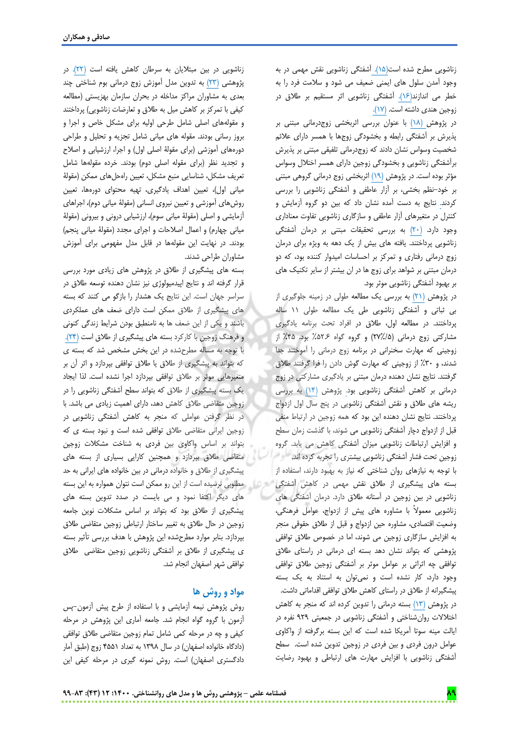زناشویی مطرح شده است(۱۵). آشفتگی زناشویی نقش مهمی در به وجود آمدن سلول های ایمنی ضعیف می شود و سلامت فرد را به خطر می اندازند(۱۶). آشفتگی زناشویی اثر مستقیم بر طلاق در زوجین هندی داشته است. (۱۷).

در پژوهش (۱۸) با عنوان بررسی اثربخشی زوج‌درمانی مبتنی بر پذیرش بر آشفتگی رابطه و بخشودگی زوجها با همسر دارای علائم شخصیت وسواس نشان دادند که زوج‌درمانی تلفیقی مبتنی بر پذیرش برآشفتگی زناشویی و بخشودگی زوجین دارای همسر اختلال وسواس مؤثر بوده است. در پژوهش (۱۹) اثربخشی زوج درمانی گروهی مبتنی بر خود–نظم بخشی، بر آزار عاطفی و آشفتگی زناشویی را بررسی کردند. نتایج به دست آمده نشان داد که بین دو گروه آزمایش و کنترل در متغیرهای آزار عاطفی و سازگاری زناشویی تفاوت معناداری وجود دارد. (۲۰) به بررسی تحقیقات مبتنی بر درمان آشفتگی زناشویی پرداختند. یافته های بیش از یک دهه به ویژه برای درمان زوج درمانی رفتاری و تمرکز بر احساسات امیدوار کننده بود، که دو درمان مبتنی بر شواهد برای زوج ها در ان بیشتر از سایر تکنیک های بر بهبود آشفتگی زناشویی موثر بود.

در پژوهش (۲۱) به بررسی یک مطالعه طولی در زمینه جلوگیری از بی ثباتی و آشفتگی زناشویی طی یک مطالعه طولی ۱۱ ساله پرداختند. در مطالعه اول، طلاق در افراد تحت برنامه یادگیری مشارکتی زوج درمانی (۲۷٪/۵) و گروه گواه ۵۲۶٪ بود. ۴۵٪ از زوجینی که مهارت سخنرانی در برنامه زوج درمانی را آموختند جدا شدند، و ۳۰٪ از زوجینی که مهارت گوش دادن را فرا گرفتند طلاق گرفتند. نتایج نشان دهنده درمان مبتنی بر یادگیری مشارکتی در زوج درمانی بر کاهش آشفتگی زناشویی بود. پژوهش (۱۴) به بررسی ریشه های طلاق و نقش آشفتگی زناشویی در پنج سال اول ازدواج پرداختند. نتایج نشان دهنده این بود که همه زوجین در ارتباط منفی قبل از ازدواج دچار آشفتگی زناشویی می شوند، با گذشت زمان سطح و افزایش ارتباطات زناشویی میزان آشفتگی کاهش می یابد. گروه زوجین تحت فشار آشفتگی زناشویی بیشتری را تجربه کرده اند.

با توجه به نیازهای روان شناختی که نیاز به بهبود دارند، استفاده از بسته های پیشگیری از طلاق نقش مهمی در کاهش آشفتگی زناشویی در بین زوجین در آستانه طلاق دارد. درمان آشفتگی های زناشویی معمولاً با مشاوره های پیش از ازدواج، عوامل فرهنگی، وضعیت اقتصادی، مشاوره حین ازدواج و قبل از طلاق حقوقی منجر به افزایش سازگاری زوجین می شوند، اما در خصوص طلاق توافقی پژوهشی که بتواند نشان دهد بسته ای درمانی در راستای طلاق توافقی چه اثراتی بر عوامل موثر بر آشفتگی زوجین طلاق توافقی وجود دارد، کار نشده است و نمی‌توان به استناد به یک بسته پیشگیرانه از طلاق در راستای کاهش طلاق توافقی اقداماتی داشت.

در پژوهش (۱۳) بسته درمانی را تدوین کرده اند که منجر به کاهش اختلالات روان‌شناختی و آشفتگی زناشویی در جمعیتی ۹۲۹ نفره در ایالت مینه سوتا آمریکا شده است که این بسته برگرفته از واکاوی عوامل درون فردی و بین فردی در زوجین تدوین شده است. سطح آشفتگی زناشویی با افزایش مهارت های ارتباطی و بهبود رضایت زناشویی در بین مبتلایان به سرطان کاهش یافته است (۲۲). در پژوهشی (۲۳) به تدوین مدل آموزش زوج درمانی بوم شناختی چند بعدی به مشاوران مراکز مداخله در بحران سازمان بهزیستی (مطالعه کیفی با تمرکز بر کاهش میل به طلاق و تعارضات زناشویی) پرداختند و مقوله‌های اصلی شامل طرحی اولیه برای مشکل خاص و اجرا و بروز رسانی بودند. مقوله های میانی شامل تجزیه و تحلیل و طراحی دوره‌های آموزشی (برای مقولۀ اصلی اول) و اجرا، ارزشیابی و اصلاح و تجدید نظر (برای مقوله اصلی دوم) بودند. خرده مقوله‌ها شامل تعریف مشکل، شناسایی منبع مشکل، تعیین راه‌حل‌های ممکن (مقولۀ میانی اول)، تعیین اهداف یادگیری، تهیه محتوای دوره‌ها، تعیین روش‌های آموزشی و تعیین نیروی انسانی (مقولۀ میانی دوم)، اجراهای آزمایشی و اصلی (مقولۀ میانی سوم)، ارزشیابی درونی و بیرونی (مقولۀ میانی چهارم) و اعمال اصلاحات و اجرای مجدد (مقولۀ میانی پنجم) بودند. در نهایت این مقوله‌ها در قابل مدل مفهومی برای آموزش مشاوران طراحی شدند.

بسته های پیشگیری از طلاق در پژوهش های زیادی مورد بررسی قرار گرفته اند و نتایج اپیدمیولوژی نیز نشان دهنده توسعه طلاق در سراسر جهان است. این نتایج یک هشدار را بازگو می کنند که بسته های پیشگیری از طلاق ممکن است دارای ضعف های عملکردی باشند و یکی از این ضعف ها به نامنطبق بودن شرایط زندگی کنونی و فرهنگ زوجین با کارکرد بسته های پیشگیری از طلاق است (۲۴). با توجه به مساله مطرح‌شده در این بخش مشخص شد که بسته ی که بتواند به پیشگیری از طلاق یا طلاق توافقی بپردازد و اثر آن بر متغیرهایی موثر بر طلاق توافقی بپردازد اجرا نشده است. لذا ایجاد یک بسته پیشگیری از طلاق که بتواند سطح آشفتگی زناشویی را در زوجین متقاضی طلاق کاهش دهد، دارای اهمیت زیادی می باشد. با در نظر گرفتن عواملی که منجر به کاهش آشفتگی زناشویی در زوجین ایرانی متقاضی طلاق توافقی شده است و نبود بسته ی که بتواند بر اساس واکاوی بین فردی به شناخت مشکلات زوجین متقاضی طلاق بپردازد و همچنین کارایی بسیاری از بسته های پیشگیری از طلاق و خانواده درمانی در بین خانواده های ایرانی به حد مطلوبی نرسیده است از این رو ممکن است نتوان همواره به این بسته های دیگر اکتفا نمود و می بایست در صدد تدوین بسته های پیشگیری از طلاق بود که بتواند بر اساس مشکلات نوین جامعه زوجین در حال طلاق به تغییر ساختار ارتباطی زوجین متقاضی طلاق بپردازد. بنابر موارد مطرح‌شده این پژوهش با هدف بررسی تأثیر بسته ی پیشگیری از طلاق بر آشفتگی زناشویی زوجین متقاضی طلاق توافقی شهر اصفهان انجام شد.

## مواد و روش ها

روش پژوهش نیمه آزمایشی و با استفاده از طرح پیش آزمون–پس آزمون با گروه گواه انجام شد. جامعه آماری این پژوهش در مرحله کیفی و چه در مرحله کمی شامل تمام زوجین متقاضی طلاق توافقی (دادگاه خانواده اصفهان) در سال ۱۳۹۸ به تعداد ۴۵۵۱ زوج (طبق آمار دادگستری اصفهان) است. روش نمونه گیری در مرحله کیفی این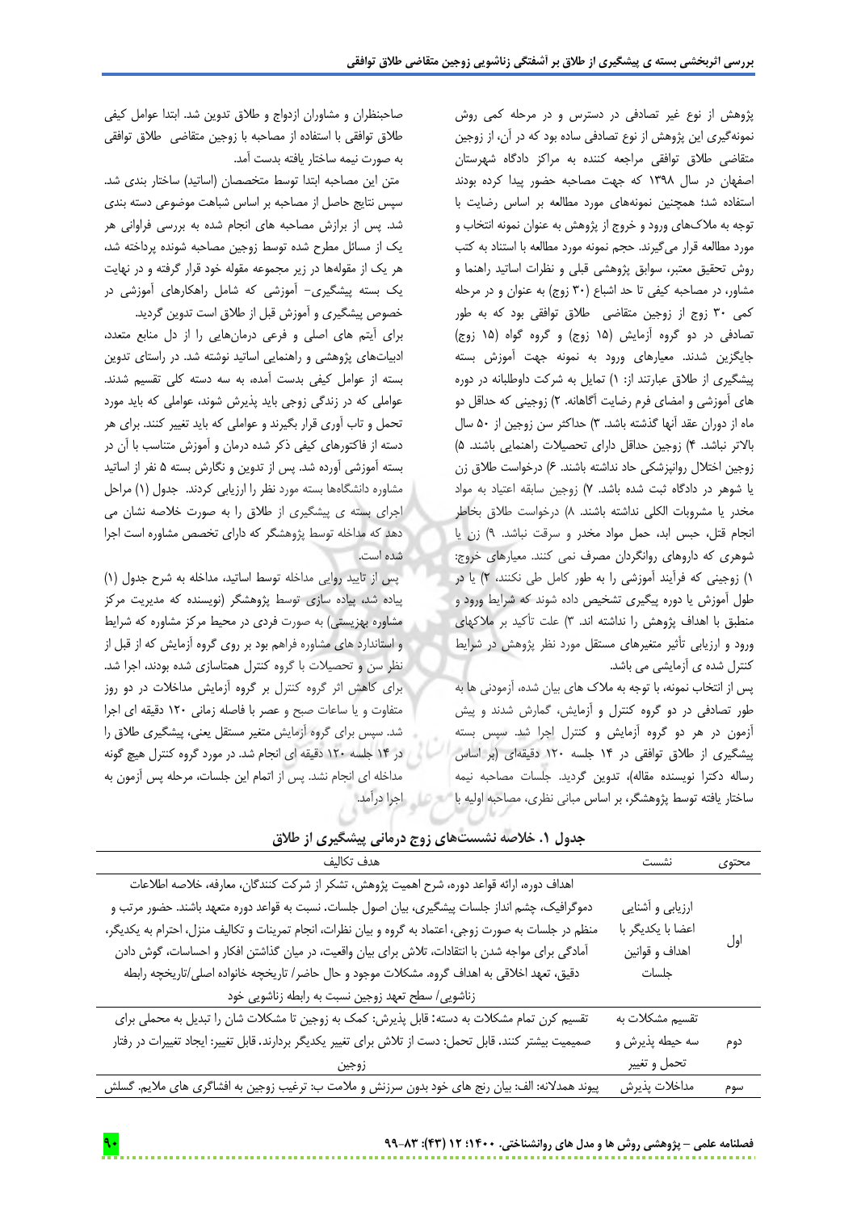پژوهش از نوع غیر تصادفی در دسترس و در مرحله کمی روش نمونه‌گیری این پژوهش از نوع تصادفی ساده بود که در آن، از زوجین متقاضی طلاق توافقی مراجعه کننده به مراکز دادگاه شهرستان اصفهان در سال ۱۳۹۸ که جهت مصاحبه حضور پیدا کرده بودند استفاده شد؛ همچنین نمونه‌های مورد مطالعه بر اساس رضایت با توجه به ملاک‌های ورود و خروج از پژوهش به عنوان نمونه انتخاب و مورد مطالعه قرار می‌گیرند. حجم نمونه مورد مطالعه با استناد به کتب روش تحقیق معتبر، سوابق پژوهشی قبلی و نظرات اساتید راهنما و مشاور، در مصاحبه کیفی تا حد اشباع (۳۰ زوج) به عنوان و در مرحله کمی ۳۰ زوج از زوجین متقاضی طلاق توافقی بود که به طور تصادفی در دو گروه آزمایش (۱۵ زوج) و گروه گواه (۱۵ زوج) جایگزین شدند. معیارهای ورود به نمونه جهت آموزش بسته پیشگیری از طلاق عبارتند از: ۱) تمایل به شرکت داوطلبانه در دوره های آموزشی و امضای فرم رضایت آگاهانه. ۲) زوجینی که حداقل دو ماه از دوران عقد آنها گذشته باشد. ۳) حداکثر سن زوجین از ۵۰ سال بالاتر نباشد. ۴) زوجین حداقل دارای تحصیلات راهنمایی باشند. ۵) زوجین اختلال روانپزشکی حاد نداشته باشند. ۶) درخواست طلاق زن یا شوهر در دادگاه ثبت شده باشد. ۷) زوجین سابقه اعتیاد به مواد مخدر یا مشروبات الکلی نداشته باشند. ۸) درخواست طلاق بخاطر انجام قتل، حبس ابد، حمل مواد مخدر و سرقت نباشد. ۹) زن یا شوهری که داروهای روانگردان مصرف نمی کنند. معیارهای خروج: ۱) زوجینی که فرآیند آموزشی را به طور کامل طی نکنند، ۲) یا در طول آموزش یا دوره پیگیری تشخیص داده شوند که شرایط ورود و منطبق با اهداف پژوهش را نداشته اند. ۳) علت تأکید بر ملاکهای ورود و ارزیابی تأثیر متغیرهای مستقل مورد نظر پژوهش در شرایط کنترل شده ی آزمایشی می باشد.

پس از انتخاب نمونه، با توجه به ملاک های بیان شده، آزمودنی ها به طور تصادفی در دو گروه کنترل و آزمایش، گمارش شدند و پیش آزمون در هر دو گروه آزمایش و کنترل اجرا شد. سپس بسته پیشگیری از طلاق توافقی در ۱۴ جلسه ۱۲۰ دقیقه‌ای (بر اساس رساله دکترا نویسنده مقاله)، تدوین گردید. جلسات مصاحبه نیمه ساختار یافته توسط پژوهشگر، بر اساس مبانی نظری، مصاحبه اولیه با صاحبنظران و مشاوران ازدواج و طلاق تدوین شد. ابتدا عوامل کیفی طلاق توافقی با استفاده از مصاحبه با زوجین متقاضی طلاق توافقی به صورت نیمه ساختار یافته بدست آمد.

متن این مصاحبه ابتدا توسط متخصصان (اساتید) ساختار بندی شد. سپس نتایج حاصل از مصاحبه بر اساس شباهت موضوعی دسته بندی شد. پس از برازش مصاحبه های انجام شده به بررسی فراوانی هر یک از مسائل مطرح شده توسط زوجین مصاحبه شونده پرداخته شد، هر یک از مقوله‌ها در زیر مجموعه مقوله خود قرار گرفته و در نهایت یک بسته پیشگیری- آموزشی که شامل راهکارهای آموزشی در خصوص پیشگیری و آموزش قبل از طلاق است تدوین گردید.

برای آیتم های اصلی و فرعی درمان‌هایی را از دل منابع متعدد، ادبیات‌های پژوهشی و راهنمایی اساتید نوشته شد. در راستای تدوین بسته از عوامل کیفی بدست آمده، به سه دسته کلی تقسیم شدند. عواملی که در زندگی زوجی باید پذیرش شوند، عواملی که باید مورد تحمل و تاب آوری قرار بگیرند و عواملی که باید تغییر کنند. برای هر دسته از فاکتورهای کیفی ذکر شده درمان و آموزش متناسب با آن در بسته آموزشی آورده شد. پس از تدوین و نگارش بسته ۵ نفر از اساتید مشاوره دانشگاهها بسته مورد نظر را ارزیابی کردند. جدول (۱) مراحل اجرای بسته ی پیشگیری از طلاق را به صورت خلاصه نشان می دهد که مداخله توسط پژوهشگر که دارای تخصص مشاوره است اجرا شده است.

پس از تایید روایی مداخله توسط اساتید، مداخله به شرح جدول (۱) پیاده شد، پیاده سازی توسط پژوهشگر (نویسنده که مدیریت مرکز مشاوره بهزیستی) به صورت فردی در محیط مرکز مشاوره که شرایط و استاندارد های مشاوره فراهم بود بر روی گروه آزمایش که از قبل از نظر سن و تحصیلات با گروه کنترل همتاسازی شده بودند، اجرا شد. برای کاهش اثر گروه کنترل بر گروه آزمایش مداخلات در دو روز متفاوت و یا ساعات صبح و عصر با فاصله زمانی ۱۲۰ دقیقه ای اجرا شد. سپس برای گروه آزمایش متغیر مستقل یعنی، پیشگیری طلاق را در ۱۴ جلسه ۱۲۰ دقیقه ای انجام شد. در مورد گروه کنترل هیچ گونه مداخله ای انجام نشد. پس از اتمام این جلسات، مرحله پس آزمون به اجرا درآمد.

**جدول ۱. خلاصه نشست‌های زوج درمانی پیشگیری از طلاق**

| محتوی | نشست | هدف تکالیف |
|---|---|---|
| اول | ارزیابی و آشنایی اعضا با یکدیگر با اهداف و قوانین جلسات | اهداف دوره، ارائه قواعد دوره، شرح اهمیت پژوهش، تشکر از شرکت کنندگان، معارفه، خلاصه اطلاعات دموگرافیک، چشم انداز جلسات پیشگیری، بیان اصول جلسات. نسبت به قواعد دوره متعهد باشند. حضور مرتب و منظم در جلسات به صورت زوجی، اعتماد به گروه و بیان نظرات، انجام تمرینات و تکالیف منزل، احترام به یکدیگر، آمادگی برای مواجه شدن با انتقادات، تلاش برای بیان واقعیت، در میان گذاشتن افکار و احساسات، گوش دادن دقیق، تعهد اخلاقی به اهداف گروه. مشکلات موجود و حال حاضر/ تاریخچه خانواده اصلی/تاریخچه رابطه زناشویی/ سطح تعهد زوجین نسبت به رابطه زناشویی خود |
| دوم | تقسیم مشکلات به سه حیطه پذیرش و تحمل و تغییر | تقسیم کرن تمام مشکلات به دسته: قابل پذیرش: کمک به زوجین تا مشکلات شان را تبدیل به محملی برای صمیمیت بیشتر کنند. قابل تحمل: دست از تلاش برای تغییر یکدیگر بردارند. قابل تغییر: ایجاد تغییرات در رفتار زوجین |
| سوم | مداخلات پذیرش | پیوند همدلانه: الف: بیان رنج های خود بدون سرزنش و ملامت ب: ترغیب زوجین به افشاگری های ملایم. گسلش |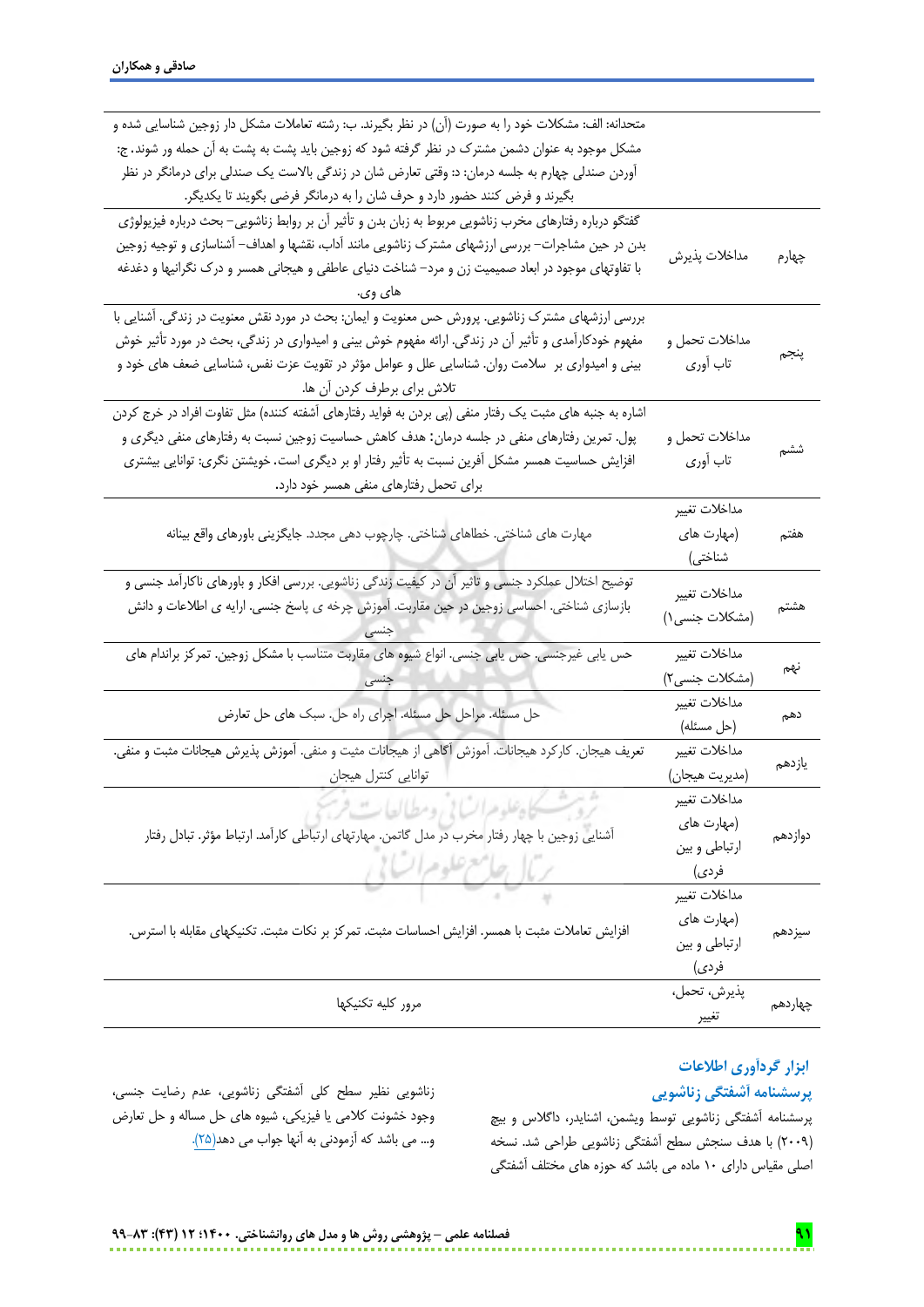| جلسه | عنوان | محتوا |
|---|---|---|
| | | متحدانه: الف: مشکلات خود را به صورت (آن) در نظر بگیرند. ب: رشته تعاملات مشکل دار زوجین شناسایی شده و مشکل موجود به عنوان دشمن مشترک در نظر گرفته شود که زوجین باید پشت به پشت به آن حمله ور شوند. ج: آوردن صندلی چهارم به جلسه درمان: د: وقتی تعارض شان در زندگی بالاست یک صندلی برای درمانگر در نظر بگیرند و فرض کنند حضور دارد و حرف شان را به درمانگر فرضی بگویند تا یکدیگر. |
| چهارم | مداخلات پذیرش | گفتگو درباره رفتارهای مخرب زناشویی مربوط به زبان بدن و تأثیر آن بر روابط زناشویی– بحث درباره فیزیولوژی بدن در حین مشاجرات– بررسی ارزشهای مشترک زناشویی مانند آداب، نقشها و اهداف– آشناسازی و توجیه زوجین با تفاوتهای موجود در ابعاد صمیمیت زن و مرد– شناخت دنیای عاطفی و هیجانی همسر و درک نگرانیها و دغدغه های وی. |
| پنجم | مداخلات تحمل و تاب آوری | بررسی ارزشهای مشترک زناشویی. پرورش حس معنویت و ایمان: بحث در مورد نقش معنویت در زندگی. آشنایی با مفهوم خودکارآمدی و تأثیر آن در زندگی. ارائه مفهوم خوش بینی و امیدواری در زندگی، بحث در مورد تأثیر خوش بینی و امیدواری بر سلامت روان. شناسایی علل و عوامل مؤثر در تقویت عزت نفس، شناسایی ضعف های خود و تلاش برای برطرف کردن آن ها. |
| ششم | مداخلات تحمل و تاب آوری | اشاره به جنبه های مثبت یک رفتار منفی (پی بردن به فواید رفتارهای آشفته کننده) مثل تفاوت افراد در خرج کردن پول. تمرین رفتارهای منفی در جلسه درمان: هدف کاهش حساسیت زوجین نسبت به رفتارهای منفی دیگری و افزایش حساسیت همسر مشکل آفرین نسبت به تأثیر رفتار او بر دیگری است. خویشتن نگری: توانایی بیشتری برای تحمل رفتارهای منفی همسر خود دارد. |
| هفتم | مداخلات تغییر (مهارت های شناختی) | مهارت های شناختی. خطاهای شناختی. چارچوب دهی مجدد. جایگزینی باورهای واقع بینانه |
| هشتم | مداخلات تغییر (مشکلات جنسی۱) | توضیح اختلال عملکرد جنسی و تاثیر آن در کیفیت زندگی زناشویی. بررسی افکار و باورهای ناکارآمد جنسی و بازسازی شناختی. احساسی زوجین در حین مقاربت. آموزش چرخه ی پاسخ جنسی. ارایه ی اطلاعات و دانش جنسی |
| نهم | مداخلات تغییر (مشکلات جنسی۲) | حس یابی غیرجنسی. حس یابی جنسی. انواع شیوه های مقاربت متناسب با مشکل زوجین. تمرکز براندام های جنسی |
| دهم | مداخلات تغییر (حل مسئله) | حل مسئله. مراحل حل مسئله. اجرای راه حل. سبک های حل تعارض |
| یازدهم | مداخلات تغییر (مدیریت هیجان) | تعریف هیجان. کارکرد هیجانات. آموزش آگاهی از هیجانات مثبت و منفی. آموزش پذیرش هیجانات مثبت و منفی. توانایی کنترل هیجان |
| دوازدهم | مداخلات تغییر (مهارت های ارتباطی و بین فردی) | آشنایی زوجین با چهار رفتار مخرب در مدل گاتمن. مهارتهای ارتباطی کارآمد. ارتباط مؤثر. تبادل رفتار |
| سیزدهم | مداخلات تغییر (مهارت های ارتباطی و بین فردی) | افزایش تعاملات مثبت با همسر. افزایش احساسات مثبت. تمرکز بر نکات مثبت. تکنیکهای مقابله با استرس. |
| چهاردهم | پذیرش، تحمل، تغییر | مرور کلیه تکنیکها |

## ابزار گردآوری اطلاعات

### پرسشنامه آشفتگی زناشویی

پرسشنامه آشفتگی زناشویی توسط ویشمن، اشنایدر، داگلاس و بیچ (۲۰۰۹) با هدف سنجش سطح آشفتگی زناشویی طراحی شد. نسخه اصلی مقیاس دارای ۱۰ ماده می باشد که حوزه های مختلف آشفتگی زناشویی نظیر سطح کلی آشفتگی زناشویی، عدم رضایت جنسی، وجود خشونت کلامی یا فیزیکی، شیوه های حل مساله و حل تعارض و... می باشد که آزمودنی به آنها جواب می دهد(۲۵).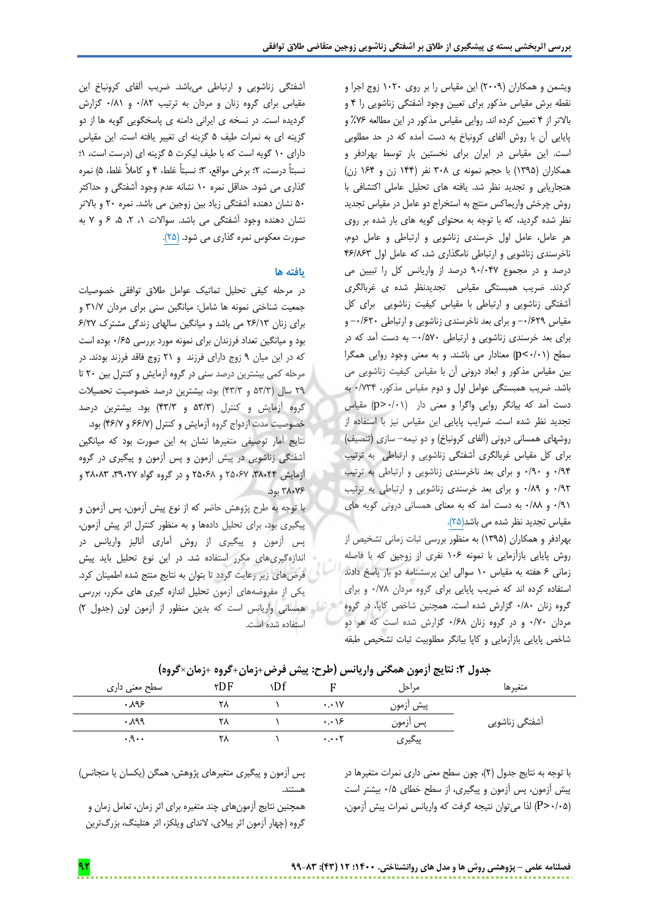ویشمن و همکاران (۲۰۰۹) این مقیاس را بر روی ۱۰۲۰ زوج اجرا و نقطه برش مقیاس مذکور برای تعیین وجود آشفتگی زناشویی را ۴ و بالاتر از ۴ تعیین کرده اند. روایی مقیاس مذکور در این مطالعه ۷۶٪ و پایایی آن با روش آلفای کرونباخ در این مطالعه ۷۶٪ و پایایی آن با روش آلفای کرونباخ به دست آمده که در حد مطلوبی است. این مقیاس در ایران برای نخستین بار توسط بهرادفر و همکاران (۱۳۹۵) با حجم نمونه ی ۳۰۸ نفر (۱۴۴ زن و ۱۶۴ زن) هنجاریابی و تجدید نظر شد. یافته های تحلیل عاملی اکتشافی با روش چرخش واریماکس منتج به استخراج دو عامل در مقیاس تجدید نظر شده گردید، که با توجه به محتوای گویه های بار شده بر روی هر عامل، عامل اول خرسندی زناشویی و ارتباطی و عامل دوم، ناخرسندی زناشویی و ارتباطی نامگذاری شد، که عامل اول ۴۶/۸۶۳ درصد و در مجموع ۹۰/۰۴۷ درصد از واریانس کل را تبیین می کردند. ضریب همبستگی مقیاس تجدیدنظر شده ی غربالگری آشفتگی زناشویی و ارتباطی با مقیاس کیفیت زناشویی برای کل مقیاس ۰/۶۲۹- و برای بعد ناخرسندی زناشویی و ارتباطی ۰/۶۲۰- و برای بعد خرسندی زناشویی و ارتباطی ۰/۵۷۰- به دست آمد که در سطح (p<۰/۰۱) معنادار می باشند. و به معنی وجود روایی همگرا بین مقیاس مذکور و ابعاد درونی آن با مقیاس کیفیت زناشویی می باشد. ضریب همبستگی عوامل اول و دوم مقیاس مذکور، ۰/۷۳۴ به دست آمد که بیانگر روایی واگرا و معنی دار (p>۰/۰۱) مقیاس تجدید نظر شده است. ضرایب پایایی این مقیاس نیز با استفاده از روشهای همسانی درونی (آلفای کرونباخ) و دو نیمه– سازی (تنصیف) برای کل مقیاس غربالگری آشفتگی زناشویی و ارتباطی به ترتیب ۰/۹۴ و ۰/۹۰ و برای بعد ناخرسندی زناشویی و ارتباطی به ترتیب ۰/۹۲ و ۰/۸۹ و برای بعد خرسندی زناشویی و ارتباطی به ترتیب ۰/۹۱ و ۰/۸۸ به دست آمد که به معنای همسانی درونی گویه های مقیاس تجدید نظر شده می باشد(۲۵).

بهرادفر و همکاران (۱۳۹۵) به منظور بررسی ثبات زمانی تشخیص از روش پایایی بازآزمایی با نمونه ۱۰۶ نفری از زوجین که با فاصله زمانی ۶ هفته به مقیاس ۱۰ سوالی این پرسشنامه دو بار پاسخ دادند استفاده کرده اند که ضریب پایایی برای گروه مردان ۰/۷۸ و برای گروه زنان ۰/۸۰ گزارش شده است. همچنین شاخص کاپا، در گروه مردان ۰/۷۰ و در گروه زنان ۰/۶۸ گزارش شده است که هر دو شاخص پایایی بازآزمایی و کاپا بیانگر مطلوبیت ثبات تشخیص طبقه آشفتگی زناشویی و ارتباطی میباشد. ضریب آلفای کرونباخ این مقیاس برای گروه زنان و مردان به ترتیب ۰/۸۲ و ۰/۸۱ گزارش گردیده است. در نسخه ی ایرانی دامنه ی پاسخگویی گویه ها از دو گزینه ای به نمرات طیف ۵ گزینه ای تغییر یافته است. این مقیاس دارای ۱۰ گویه است که با طیف لیکرت ۵ گزینه ای (درست است، ۱؛ نسبتاً درست، ۲؛ برخی مواقع، ۳؛ نسبتاً غلط، ۴ و کاملاً غلط، ۵) نمره گذاری می شود. حداقل نمره ۱۰ نشانه عدم وجود آشفتگی و حداکثر ۵۰ نشان دهنده آشفتگی زیاد بین زوجین می باشد. نمره ۲۰ و بالاتر نشان دهنده وجود آشفتگی می باشد. سوالات ۱، ۲، ۵، ۶ و ۷ به صورت معکوس نمره گذاری می شود. (۲۵).

## یافته ها

در مرحله کیفی تحلیل تماتیک عوامل طلاق توافقی خصوصیات جمعیت شناختی نمونه ها شامل: میانگین سنی برای مردان ۳۱/۷ و برای زنان ۲۶/۱۳ می باشد و میانگین سالهای زندگی مشترک ۶/۲۷ بود و میانگین تعداد فرزندان برای نمونه مورد بررسی ۰/۶۵ بوده است که در این میان ۹ زوج دارای فرزند و ۲۱ زوج فاقد فرزند بودند. در مرحله کمی بیشترین درصد سنی در گروه آزمایش و کنترل بین ۲۰ تا ۲۹ سال (۵۳/۳ و ۴۳/۳) بود، بیشترین درصد خصوصیت تحصیلات گروه آزمایش و کنترل (۵۳/۳ و ۴۳/۳) بود. بیشترین درصد خصوصیت مدت ازدواج گروه آزمایش و کنترل (۶۶/۷ و ۴۶/۷) بود.

نتایج آمار توصیفی متغیرها نشان به این صورت بود که میانگین آشفتگی زناشویی در پیش آزمون و پس آزمون و پیگیری در گروه آزمایش ۳۸،۰۴۴، ۲۵،۰۶۷ و ۲۵،۰۶۸ و در گروه گواه ۳۹،۰۲۷، ۳۸،۰۸۳ و ۳۸،۰۷۶ بود.

با توجه به طرح پژوهش حاضر که از نوع پیش آزمون، پس آزمون و پیگیری بود، برای تحلیل دادهها و به منظور کنترل اثر پیش آزمون، پس آزمون و پیگیری از روش آماری آنالیز واریانس در اندازهگیریهای مکرر استفاده شد. در این نوع تحلیل باید پیش فرضهای زیر رعایت گردد تا بتوان به نتایج منتج شده اطمینان کرد. یکی از مفروضههای آزمون تحلیل اندازه گیری های مکرر، بررسی همسانی واریانس است که بدین منظور از آزمون لون (جدول ۲) استفاده شده است.

**جدول ۲: نتایج آزمون همگنی واریانس (طرح: پیش فرض+زمان+گروه +زمان×گروه)**

| متغیرها | مراحل | F | 1Df | 2DF | سطح معنی داری |
|---|---|---|---|---|---|
| آشفتگی زناشویی | پیش آزمون | ۰.۰۱۷ | ۱ | ۲۸ | ۰.۸۹۶ |
| | پس آزمون | ۰.۰۱۶ | ۱ | ۲۸ | ۰.۸۹۹ |
| | پیگیری | ۰.۰۰۲ | ۱ | ۲۸ | ۰.۹۰۰ |

با توجه به نتایج جدول (۲)، چون سطح معنی داری نمرات متغیرها در پیش آزمون، پس آزمون و پیگیری، از سطح خطای ۰/۵ بیشتر است (P>۰/۰۵) لذا میتوان نتیجه گرفت که واریانس نمرات پیش آزمون، پس آزمون و پیگیری متغیرهای پژوهش، همگن (یکسان یا متجانس) هستند.

همچنین نتایج آزمونهای چند متغیره برای اثر زمان، تعامل زمان و گروه (چهار آزمون اثر پیلای، لاندای ویلکز، اثر هتلینگ، بزرگترین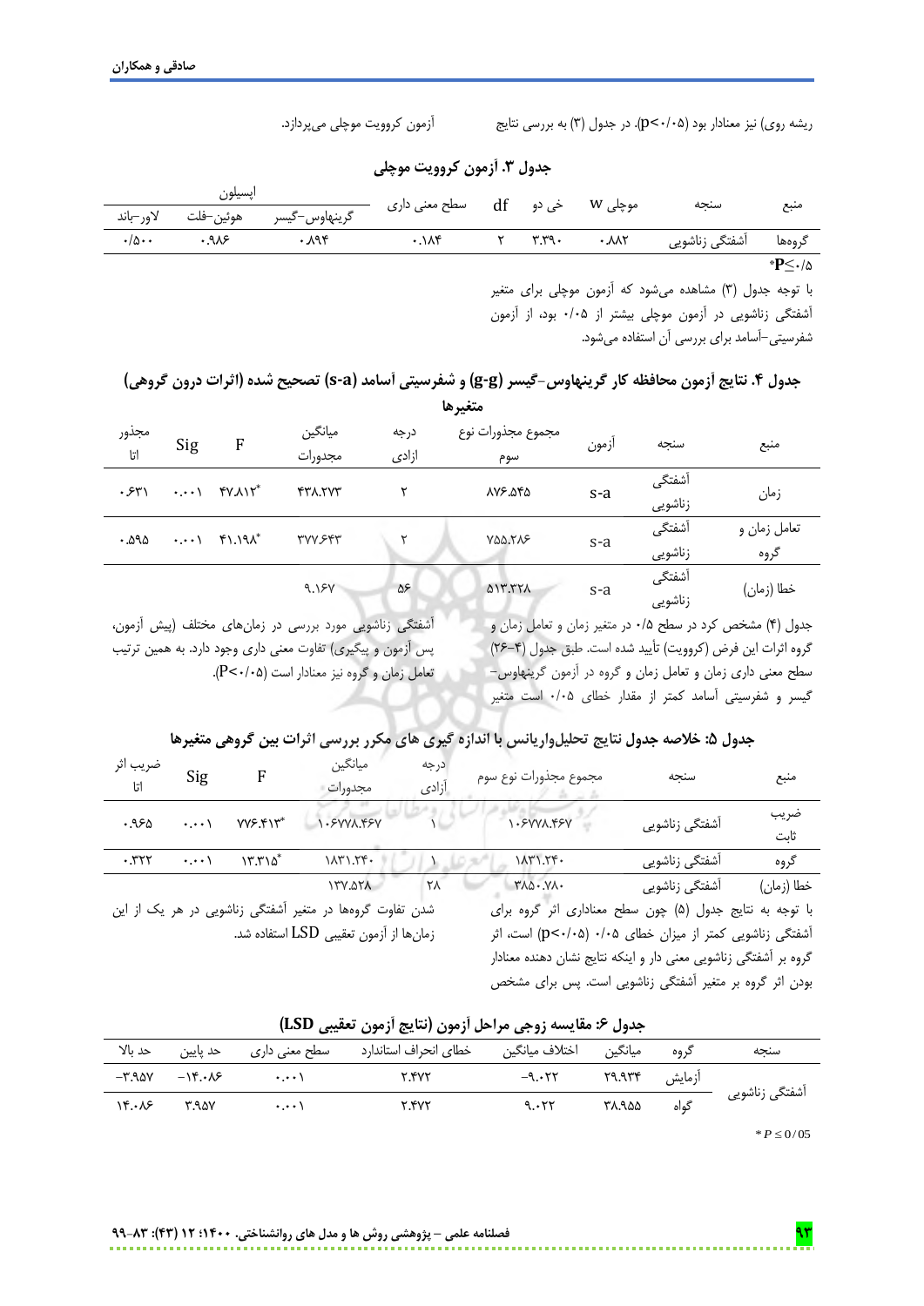ریشه روی) نیز معنادار بود (p<۰/۰۵). در جدول (۳) به بررسی نتایج آزمون کروویت موچلی می‌پردازد.

**جدول ۳. آزمون کروویت موچلی**

| منبع | سنجه | موچلی W | خی دو | df | سطح معنی داری | اپسیلون گرینهاوس-گیسر | اپسیلون هوئین-فلت | اپسیلون لاور-باند |
|---|---|---|---|---|---|---|---|---|
| گروه‌ها | آشفتگی زناشویی | ۰.۸۸۲ | ۳.۳۹۰ | ۲ | ۰.۱۸۴ | ۰.۸۹۴ | ۰.۹۸۶ | ۰/۵۰۰ |

*P≤۰/۵

با توجه جدول (۳) مشاهده می‌شود که آزمون موچلی برای متغیر آشفتگی زناشویی در آزمون موچلی بیشتر از ۰/۰۵ بود، از آزمون شفرسیتی-آسامد برای بررسی آن استفاده می‌شود.

**جدول ۴. نتایج آزمون محافظه کار گرینهاوس-گیسر (g-g) و شفرسیتی آسامد (s-a) تصحیح شده (اثرات درون گروهی) متغیرها**

| منبع | سنجه | آزمون | مجموع مجذورات نوع سوم | درجه ازادی | میانگین مجدورات | F | Sig | مجذور اتا |
|---|---|---|---|---|---|---|---|---|
| زمان | آشفتگی زناشویی | s-a | ۸۷۶.۵۴۵ | ۲ | ۴۳۸.۲۷۳ | ۴۷.۸۱۲* | ۰.۰۰۱ | ۰.۶۳۱ |
| تعامل زمان و گروه | آشفتگی زناشویی | s-a | ۷۵۵.۲۸۶ | ۲ | ۳۷۷.۶۴۳ | ۴۱.۱۹۸* | ۰.۰۰۱ | ۰.۵۹۵ |
| خطا (زمان) | آشفتگی زناشویی | s-a | ۵۱۳.۳۲۸ | ۵۶ | ۹.۱۶۷ | | | |

جدول (۴) مشخص کرد در سطح ۰/۵ در متغیر زمان و تعامل زمان و گروه اثرات این فرض (کروویت) تأیید شده است. طبق جدول (۴-۲۶) سطح معنی داری زمان و تعامل زمان و گروه در آزمون گرینهاوس-گیسر و شفرسیتی آسامد کمتر از مقدار خطای ۰/۰۵ است متغیر آشفتگی زناشویی مورد بررسی در زمان‌های مختلف (پیش آزمون، پس آزمون و پیگیری) تفاوت معنی داری وجود دارد. به همین ترتیب تعامل زمان و گروه نیز معنادار است (P<۰/۰۵).

**جدول ۵: خلاصه جدول نتایج تحلیل‌واریانس با اندازه گیری های مکرر بررسی اثرات بین گروهی متغیرها**

| منبع | سنجه | مجموع مجذورات نوع سوم | درجه آزادی | میانگین مجدورات | F | Sig | ضریب اثر اتا |
|---|---|---|---|---|---|---|---|
| ضریب ثابت | آشفتگی زناشویی | ۱۰۶۷۷۸.۴۶۷ | ۱ | ۱۰۶۷۷۸.۴۶۷ | ۷۷۶.۴۱۳* | ۰.۰۰۱ | ۰.۹۶۵ |
| گروه | آشفتگی زناشویی | ۱۸۳۱.۲۴۰ | ۱ | ۱۸۳۱.۲۴۰ | ۱۳.۳۱۵* | ۰.۰۰۱ | ۰.۳۲۲ |
| خطا (زمان) | آشفتگی زناشویی | ۳۸۵۰.۷۸۰ | ۲۸ | ۱۳۷.۵۲۸ | | | |

با توجه به نتایج جدول (۵) چون سطح معناداری اثر گروه برای آشفتگی زناشویی کمتر از میزان خطای ۰/۰۵ (p<۰/۰۵) است، اثر گروه بر آشفتگی زناشویی معنی دار و اینکه نتایج نشان دهنده معنادار بودن اثر گروه بر متغیر آشفتگی زناشویی است. پس برای مشخص شدن تفاوت گروه‌ها در متغیر آشفتگی زناشویی در هر یک از این زمان‌ها از آزمون تعقیبی LSD استفاده شد.

**جدول ۶: مقایسه زوجی مراحل آزمون (نتایج آزمون تعقیبی LSD)**

| سنجه | گروه | میانگین | اختلاف میانگین | خطای انحراف استاندارد | سطح معنی داری | حد پایین | حد بالا |
|---|---|---|---|---|---|---|---|
| آشفتگی زناشویی | آزمایش | ۲۹.۹۳۴ | -۹.۰۲۲ | ۲.۴۷۲ | ۰.۰۰۱ | -۱۴.۰۸۶ | -۳.۹۵۷ |
| | گواه | ۳۸.۹۵۵ | ۹.۰۲۲ | ۲.۴۷۲ | ۰.۰۰۱ | ۳.۹۵۷ | ۱۴.۰۸۶ |

$* P \leq 0/05$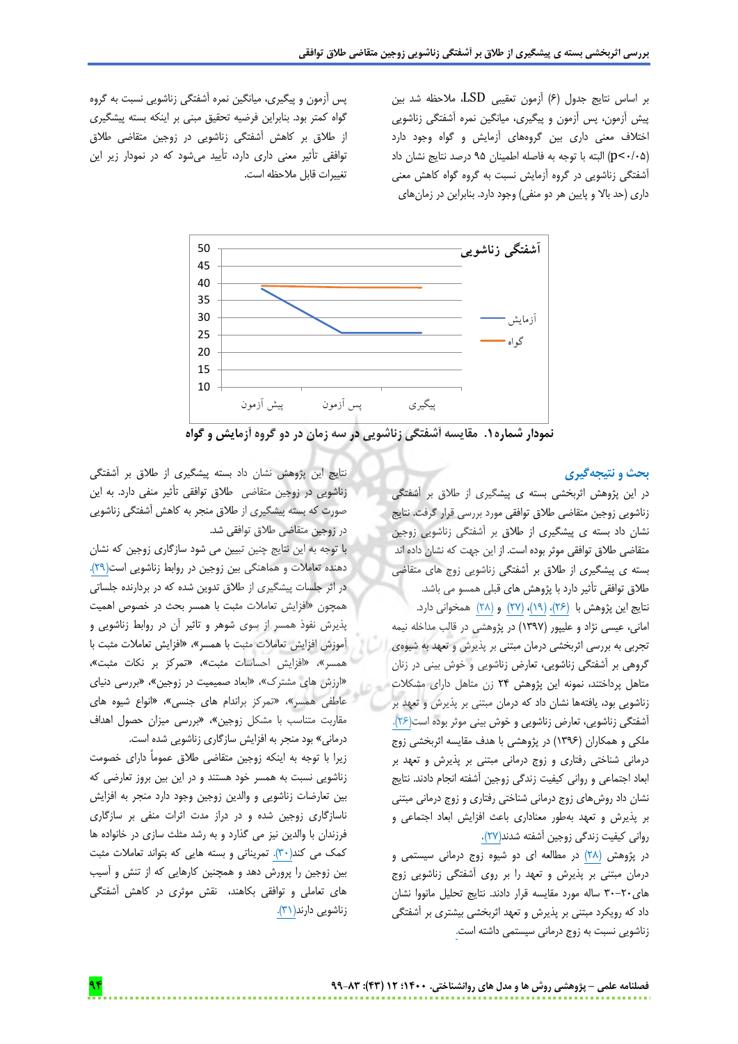بر اساس نتایج جدول (۶) آزمون تعقیبی LSD، ملاحظه شد بین پیش آزمون، پس آزمون و پیگیری، میانگین نمره آشفتگی زناشویی اختلاف معنی داری بین گروه‌های آزمایش و گواه وجود دارد ($p<0.05$) البته با توجه به فاصله اطمینان ۹۵ درصد نتایج نشان داد آشفتگی زناشویی در گروه آزمایش نسبت به گروه گواه کاهش معنی داری (حد بالا و پایین هر دو منفی) وجود دارد. بنابراین در زمان‌های پس آزمون و پیگیری، میانگین نمره آشفتگی زناشویی نسبت به گروه گواه کمتر بود. بنابراین فرضیه تحقیق مبنی بر اینکه بسته پیشگیری از طلاق بر کاهش آشفتگی زناشویی در زوجین متقاضی طلاق توافقی تأثیر معنی داری دارد، تأیید می‌شود که در نمودار زیر این تغییرات قابل ملاحظه است.

**نمودار شماره۱. مقایسه آشفتگی زناشویی در سه زمان در دو گروه آزمایش و گواه**

## بحث و نتیجه‌گیری

در این پژوهش اثربخشی بسته ی پیشگیری از طلاق بر آشفتگی زناشویی زوجین متقاضی طلاق توافقی مورد بررسی قرار گرفت. نتایج نشان داد بسته ی پیشگیری از طلاق بر آشفتگی زناشویی زوجین متقاضی طلاق توافقی موثر بوده است. از این جهت که نشان داده اند بسته ی پیشگیری از طلاق بر آشفتگی زناشویی زوج های متقاضی طلاق توافقی تأثیر دارد با پژوهش های قبلی همسو می باشد.

نتایج این پژوهش با (۲۶)، (۱۹)، (۲۷) و (۲۸) همخوانی دارد. امانی، عیسی نژاد و علیپور (۱۳۹۷) در پژوهشی در قالب مداخله نیمه تجربی به بررسی اثربخشی درمان مبتنی بر پذیرش و تعهد به شیوه‌ی گروهی بر آشفتگی زناشویی، تعارض زناشویی و خوش بینی در زنان متاهل پرداختند، نمونه این پژوهش ۲۴ زن متاهل دارای مشکلات زناشویی بود، یافته‌ها نشان داد که درمان مبتنی بر پذیرش و تعهد بر آشفتگی زناشویی، تعارض زناشویی و خوش بینی موثر بوده است(۲۶). ملکی و همکاران (۱۳۹۶) در پژوهشی با هدف مقایسه اثربخشی زوج درمانی شناختی رفتاری و زوج درمانی مبتنی بر پذیرش و تعهد بر ابعاد اجتماعی و روانی کیفیت زندگی زوجین آشفته انجام دادند. نتایج نشان داد روش‌های زوج درمانی شناختی رفتاری و زوج درمانی مبتنی بر پذیرش و تعهد به‌طور معناداری باعث افزایش ابعاد اجتماعی و روانی کیفیت زندگی زوجین آشفته شدند(۲۷).

در پژوهش (۲۸) در مطالعه ای دو شیوه زوج درمانی سیستمی و درمان مبتنی بر پذیرش و تعهد را بر روی آشفتگی زناشویی زوج های۲۰-۳۰ ساله مورد مقایسه قرار دادند. نتایج تحلیل مانوا نشان داد که رویکرد مبتنی بر پذیرش و تعهد اثربخشی بیشتری بر آشفتگی زناشویی نسبت به زوج درمانی سیستمی داشته است.

نتایج این پژوهش نشان داد بسته پیشگیری از طلاق بر آشفتگی زناشویی در زوجین متقاضی طلاق توافقی تأثیر منفی دارد. به این صورت که بسته پیشگیری از طلاق منجر به کاهش آشفتگی زناشویی در زوجین متقاضی طلاق توافقی شد.

با توجه به این نتایج چنین تبیین می شود سازگاری زوجین که نشان دهنده تعاملات و هماهنگی بین زوجین در روابط زناشویی است(۲۹). در اثر جلسات پیشگیری از طلاق تدوین شده که در بردارنده جلساتی همچون «افزایش تعاملات مثبت با همسر بحث در خصوص اهمیت پذیرش نفوذ همسر از سوی شوهر و تاثیر آن در روابط زناشویی و آموزش افزایش تعاملات مثبت با همسر»، «افزایش تعاملات مثبت با همسر»، «افزایش احساسات مثبت»، «تمرکز بر نکات مثبت»، «ارزش های مشترک»، «ابعاد صمیمیت در زوجین»، «بررسی دنیای عاطفی همسر»، «تمرکز براندام های جنسی»، «انواع شیوه های مقاربت متناسب با مشکل زوجین»، «بررسی میزان حصول اهداف درمانی» بود منجر به افزایش سازگاری زناشویی شده است.

زیرا با توجه به اینکه زوجین متقاضی طلاق عموماً دارای خصومت زناشویی نسبت به همسر خود هستند و در این بین بروز تعارضی که بین تعارضات زناشویی و والدین زوجین وجود دارد منجر به افزایش ناسازگاری زوجین شده و در دراز مدت اثرات منفی بر سازگاری فرزندان با والدین نیز می گذارد و به رشد مثلث سازی در خانواده ها کمک می کند(۳۰). تمریناتی و بسته هایی که بتواند تعاملات مثبت بین زوجین را پرورش دهد و همچنین کارهایی که از تنش و آسیب های تعاملی و توافقی بکاهند، نقش موثری در کاهش آشفتگی زناشویی دارند(۳۱).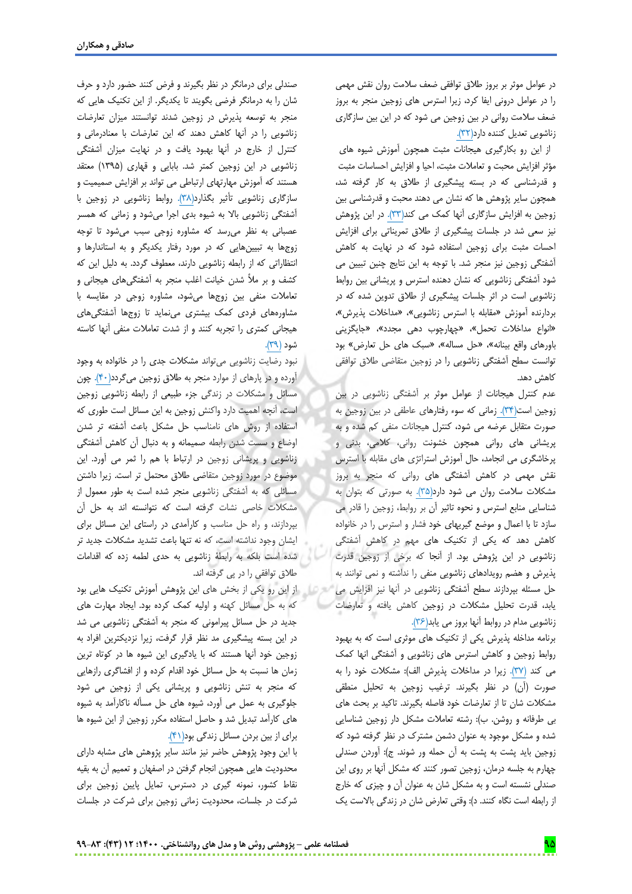در عوامل موثر بر بروز طلاق توافقی ضعف سلامت روان نقش مهمی را در عوامل درونی ایفا کرد، زیرا استرس های زوجین منجر به بروز ضعف سلامت روانی در بین زوجین می شود که در این بین سازگاری زناشویی تعدیل کننده دارد(۳۲).

از این رو بکارگیری هیجانات مثبت همچون آموزش شیوه های مؤثر افزایش محبت و تعاملات مثبت، احیا و افزایش احساسات مثبت و قدرشناسی که در بسته پیشگیری از طلاق به کار گرفته شد، همچون سایر پژوهش ها که نشان می دهند محبت و قدرشناسی بین زوجین به افزایش سازگاری آنها کمک می کند(۳۳). در این پژوهش نیز سعی شد در جلسات پیشگیری از طلاق تمریناتی برای افزایش احسات مثبت برای زوجین استفاده شود که در نهایت به کاهش آشفتگی زوجین نیز منجر شد. با توجه به این نتایج چنین تبیین می شود آشفتگی زناشویی که نشان دهنده استرس و پریشانی بین روابط زناشویی است در اثر جلسات پیشگیری از طلاق تدوین شده که در بردارنده آموزش «مقابله با استرس زناشویی»، «مداخلات پذیرش»، «انواع مداخلات تحمل»، «چهارچوب دهی مجدد»، «جایگزینی باورهای واقع بینانه»، «حل مساله»، «سبک های حل تعارض» بود توانست سطح آشفتگی زناشویی را در زوجین متقاضی طلاق توافقی کاهش دهد.

عدم کنترل هیجانات از عوامل موثر بر آشفتگی زناشویی در بین زوجین است(۳۴). زمانی که سوء رفتارهای عاطفی در بین زوجین به صورت متقابل عرضه می شود، کنترل هیجانات منفی کم شده و به پریشانی های روانی همچون خشونت روانی، کلامی، بدنی و پرخاشگری می انجامد، حال آموزش استراتژی های مقابله با استرس نقش مهمی در کاهش آشفتگی های روانی که منجر به بروز مشکلات سلامت روان می شود دارد(۳۵). به صورتی که بتوان به شناسایی منابع استرس و نحوه تاثیر آن بر روابط، زوجین را قادر می سازد تا با اعمال و موضع گیریهای خود فشار و استرس را در خانواده کاهش دهد که یکی از تکنیک های مهم در کاهش آشفتگی زناشویی در این پژوهش بود. از آنجا که برخی از زوجین قدرت پذیرش و هضم رویدادهای زناشویی منفی را نداشته و نمی توانند به حل مسئله بپردازند سطح آشفتگی زناشویی در آنها نیز افزایش می یابد، قدرت تحلیل مشکلات در زوجین کاهش یافته و تعارضات زناشویی مدام در روابط آنها بروز می یابد(۳۶).

برنامه مداخله پذیرش یکی از تکنیک های موثری است که به بهبود روابط زوجین و کاهش استرس های زناشویی و آشفتگی انها کمک می کند (۳۷). زیرا در مداخلات پذیرش الف): مشکلات خود را به صورت (آن) در نظر بگیرند. ترغیب زوجین به تحلیل منطقی مشکلات شان تا از تعارضات خود فاصله بگیرند. تاکید بر بحث های بی طرفانه و روشن. ب): رشته تعاملات مشکل دار زوجین شناسایی شده و مشکل موجود به عنوان دشمن مشترک در نظر گرفته شود که زوجین باید پشت به پشت به آن حمله ور شوند. ج): آوردن صندلی چهارم به جلسه درمان، زوجین تصور کنند که مشکل آنها بر روی این صندلی نشسته است و به مشکل شان به عنوان آن و چیزی که خارج از رابطه است نگاه کنند. د): وقتی تعارض شان در زندگی بالاست یک صندلی برای درمانگر در نظر بگیرند و فرض کنند حضور دارد و حرف شان را به درمانگر فرضی بگویند تا یکدیگر. از این تکنیک هایی که منجر به توسعه پذیرش در زوجین شدند توانستند میزان تعارضات زناشویی را در آنها کاهش دهند که این تعارضات با معنادرمانی و کنترل از خارج در آنها بهبود یافت و در نهایت میزان آشفتگی زناشویی در این زوجین کمتر شد. بابایی و قهاری (۱۳۹۵) معتقد هستند که آموزش مهارتهای ارتباطی می تواند بر افزایش صمیمیت و سازگاری زناشویی تأثیر بگذارد(۳۸). روابط زناشویی در زوجین با آشفتگی زناشویی بالا به شیوه بدی اجرا می‌شود و زمانی که همسر عصبانی به نظر می‌رسد که مشاوره زوجی سبب می‌شود تا توجه زوج‌ها به تبیین‌هایی که در مورد رفتار یکدیگر و به استانداردها و انتظاراتی که از رابطه زناشویی دارند، معطوف گردد. به دلیل این که کشف و بر ملاّ شدن خیانت اغلب منجر به آشفتگی‌های هیجانی و تعاملات منفی بین زوج‌ها می‌شود، مشاوره زوجی در مقایسه با مشاوره‌های فردی کمک بیشتری می‌نماید تا زوج‌ها آشفتگی‌های هیجانی کمتری را تجربه کنند و از شدت تعاملات منفی آنها کاسته شود (۳۹).

نبود رضایت زناشویی می‌تواند مشکلات جدی را در خانواده به وجود آورده و در پاره‌ای از موارد منجر به طلاق زوجین می‌گردد(۴۰). چون مسائل و مشکلات در زندگی جزء طبیعی از رابطه زناشویی زوجین است، آنچه اهمیت دارد واکنش زوجین به این مسائل است طوری که استفاده از روش های نامناسب حل مشکل باعث آشفته تر شدن اوضاع و سست شدن رابطه صمیمانه و به دنبال آن کاهش آشفتگی زناشویی و پریشانی زوجین در ارتباط با هم را ثمر می آورد. این موضوع در مورد زوجین متقاضی طلاق محتمل تر است. زیرا داشتن مسائلی که به آشفتگی زناشویی منجر شده است به طور معمول از مشکلات خاصی نشات گرفته است که نتوانسته اند به حل آن بپردازند، و راه حل مناسب و کارآمدی در راستای این مسائل برای ایشان وجود نداشته است، که نه تنها باعث تشدید مشکلات جدید تر شده است بلکه به رابطهٔ زناشویی به حدی لطمه زده که اقدامات طلاق توافقی را در پی گرفته اند.

از این رو یکی از بخش های این پژوهش آموزش تکنیک هایی بود که به حل مسائل کهنه و اولیه کمک کرده بود. ایجاد مهارت های جدید در حل مسائل پیرامونی که منجر به آشفتگی زناشویی می شد در این بسته پیشگیری مد نظر قرار گرفت، زیرا نزدیکترین افراد به زوجین خود آنها هستند که با یادگیری این شیوه ها در کوتاه ترین زمان ها نسبت به حل مسائل خود اقدام کرده و از افشاگری رازهایی که منجر به تنش زناشویی و پریشانی یکی از زوجین می شود جلوگیری به عمل می آورد، شیوه های حل مسأله ناکارآمد به شیوه های کارآمد تبدیل شد و حاصل استفاده مکرر زوجین از این شیوه ها برای از بین بردن مسائل زندگی بود(۴۱).

با این وجود پژوهش حاضر نیز مانند سایر پژوهش های مشابه دارای محدودیت هایی همچون انجام گرفتن در اصفهان و تعمیم آن به بقیه نقاط کشور، نمونه گیری در دسترس، تمایل پایین زوجین برای شرکت در جلسات، محدودیت زمانی زوجین برای شرکت در جلسات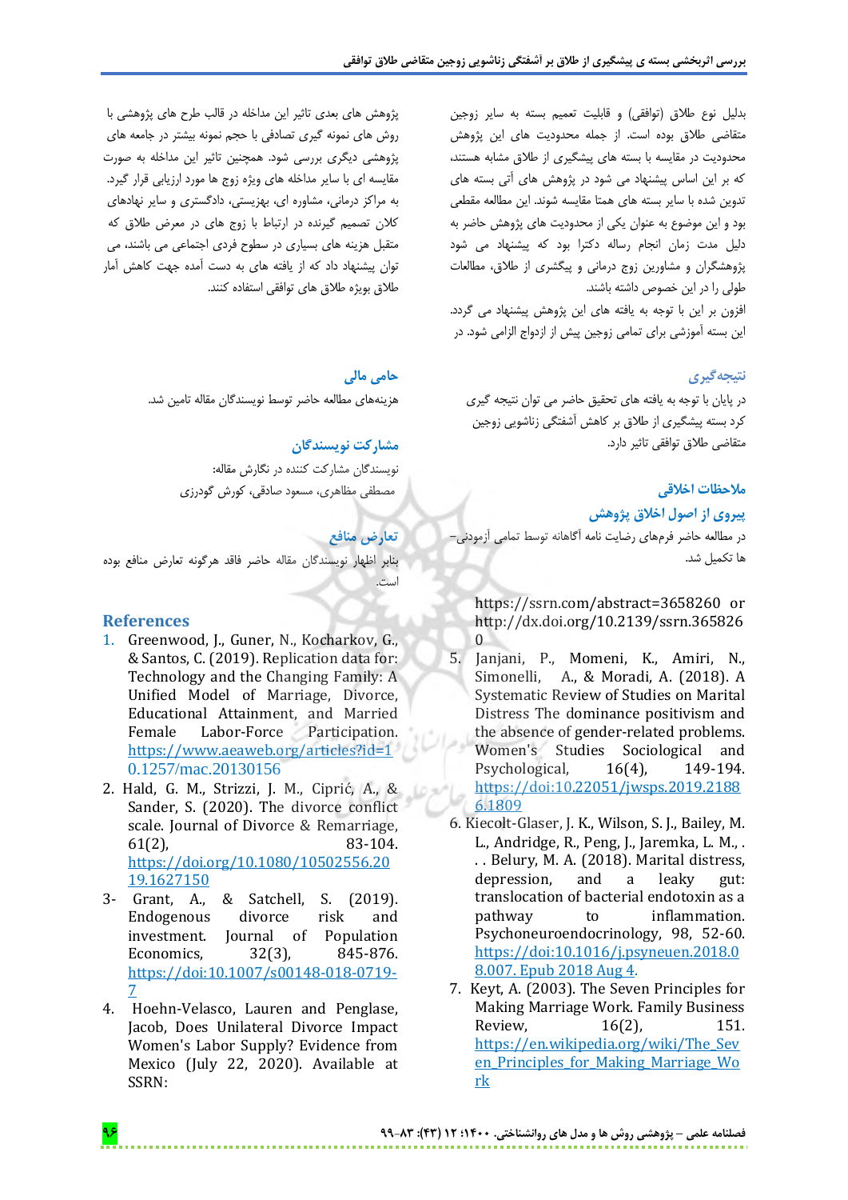بدلیل نوع طلاق (توافقی) و قابلیت تعمیم بسته به سایر زوجین متقاضی طلاق بوده است. از جمله محدودیت های این پژوهش محدودیت در مقایسه با بسته های پیشگیری از طلاق مشابه هستند، که بر این اساس پیشنهاد می شود در پژوهش های آتی بسته های تدوین شده با سایر بسته های همتا مقایسه شوند. این مطالعه مقطعی بود و این موضوع به عنوان یکی از محدودیت های پژوهش حاضر به دلیل مدت زمان انجام رساله دکترا بود که پیشنهاد می شود پژوهشگران و مشاورین زوج درمانی و پیگشری از طلاق، مطالعات طولی را در این خصوص داشته باشند.

افزون بر این با توجه به یافته های این پژوهش پیشنهاد می گردد. این بسته آموزشی برای تمامی زوجین پیش از ازدواج الزامی شود. در پژوهش های بعدی تاثیر این مداخله در قالب طرح های پژوهشی با روش های نمونه گیری تصادفی با حجم نمونه بیشتر در جامعه های پژوهشی دیگری بررسی شود. همچنین تاثیر این مداخله به صورت مقایسه ای با سایر مداخله های ویژه زوج ها مورد ارزیابی قرار گیرد. به مراکز درمانی، مشاوره ای، بهزیستی، دادگستری و سایر نهادهای کلان تصمیم گیرنده در ارتباط با زوج های در معرض طلاق که متقبل هزینه های بسیاری در سطوح فردی اجتماعی می باشند، می توان پیشنهاد داد که از یافته های به دست آمده جهت کاهش آمار طلاق بویژه طلاق های توافقی استفاده کنند.

## نتیجه‌گیری

در پایان با توجه به یافته های تحقیق حاضر می توان نتیجه گیری کرد بسته پیشگیری از طلاق بر کاهش آشفتگی زناشویی زوجین متقاضی طلاق توافقی تاثیر دارد.

## ملاحظات اخلاقی

### پیروی از اصول اخلاق پژوهش

در مطالعه حاضر فرم‌های رضایت نامه آگاهانه توسط تمامی آزمودنی‌ها تکمیل شد.

## حامی مالی

هزینه‌های مطالعه حاضر توسط نویسندگان مقاله تامین شد.

## مشارکت نویسندگان

نویسندگان مشارکت کننده در نگارش مقاله:

مصطفی مظاهری، مسعود صادقی، کورش گودرزی

## تعارض منافع

بنابر اظهار نویسندگان مقاله حاضر فاقد هرگونه تعارض منافع بوده است.

## References

1. Greenwood, J., Guner, N., Kocharkov, G., & Santos, C. (2019). Replication data for: Technology and the Changing Family: A Unified Model of Marriage, Divorce, Educational Attainment, and Married Female Labor-Force Participation. https://www.aeaweb.org/articles?id=10.1257/mac.20130156
2. Hald, G. M., Strizzi, J. M., Ciprić, A., & Sander, S. (2020). The divorce conflict scale. Journal of Divorce & Remarriage, 61(2), 83-104. https://doi.org/10.1080/10502556.2019.1627150
3. Grant, A., & Satchell, S. (2019). Endogenous divorce risk and investment. Journal of Population Economics, 32(3), 845-876. https://doi:10.1007/s00148-018-0719-7
4. Hoehn-Velasco, Lauren and Penglase, Jacob, Does Unilateral Divorce Impact Women's Labor Supply? Evidence from Mexico (July 22, 2020). Available at SSRN: https://ssrn.com/abstract=3658260 or http://dx.doi.org/10.2139/ssrn.3658260
5. Janjani, P., Momeni, K., Amiri, N., Simonelli, A., & Moradi, A. (2018). A Systematic Review of Studies on Marital Distress The dominance positivism and the absence of gender-related problems. Women's Studies Sociological and Psychological, 16(4), 149-194. https://doi:10.22051/jwsps.2019.21886.1809
6. Kiecolt-Glaser, J. K., Wilson, S. J., Bailey, M. L., Andridge, R., Peng, J., Jaremka, L. M., . . . Belury, M. A. (2018). Marital distress, depression, and a leaky gut: translocation of bacterial endotoxin as a pathway to inflammation. Psychoneuroendocrinology, 98, 52-60. https://doi:10.1016/j.psyneuen.2018.08.007. Epub 2018 Aug 4.
7. Keyt, A. (2003). The Seven Principles for Making Marriage Work. Family Business Review, 16(2), 151. https://en.wikipedia.org/wiki/The_Seven_Principles_for_Making_Marriage_Work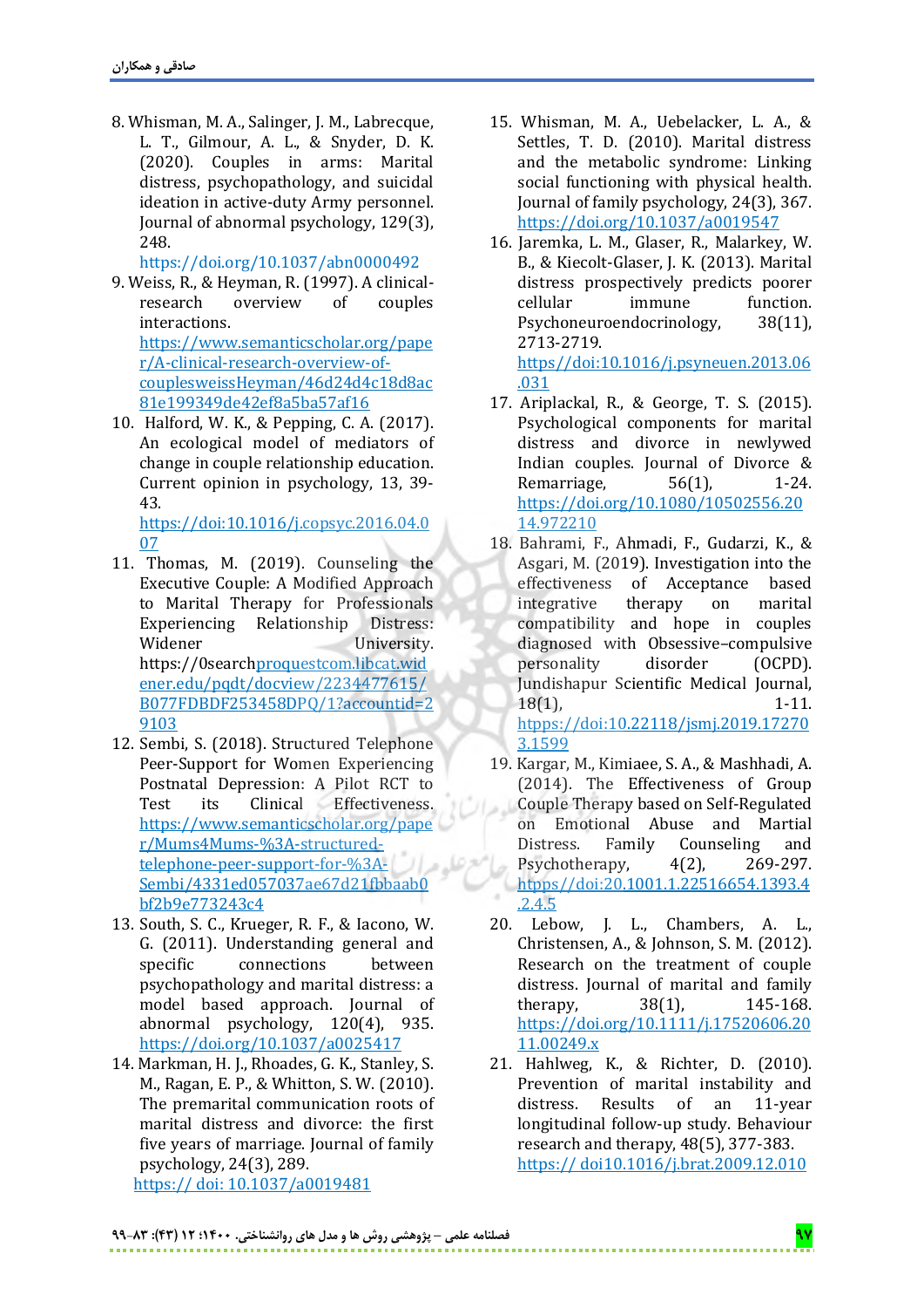8. Whisman, M. A., Salinger, J. M., Labrecque, L. T., Gilmour, A. L., & Snyder, D. K. (2020). Couples in arms: Marital distress, psychopathology, and suicidal ideation in active-duty Army personnel. Journal of abnormal psychology, 129(3), 248. https://doi.org/10.1037/abn0000492
9. Weiss, R., & Heyman, R. (1997). A clinical-research overview of couples interactions. https://www.semanticscholar.org/paper/A-clinical-research-overview-of-couplesweissHeyman/46d24d4c18d8ac81e199349de42ef8a5ba57af16
10. Halford, W. K., & Pepping, C. A. (2017). An ecological model of mediators of change in couple relationship education. Current opinion in psychology, 13, 39-43. https://doi:10.1016/j.copsyc.2016.04.007
11. Thomas, M. (2019). Counseling the Executive Couple: A Modified Approach to Marital Therapy for Professionals Experiencing Relationship Distress: Widener University. https://0searchproquestcom.libcat.widener.edu/pqdt/docview/2234477615/B077FDBDF253458DPQ/1?accountid=29103
12. Sembi, S. (2018). Structured Telephone Peer-Support for Women Experiencing Postnatal Depression: A Pilot RCT to Test its Clinical Effectiveness. https://www.semanticscholar.org/paper/Mums4Mums-%3A-structured-telephone-peer-support-for-%3A-Sembi/4331ed057037ae67d21fbbaab0bf2b9e773243c4
13. South, S. C., Krueger, R. F., & Iacono, W. G. (2011). Understanding general and specific connections between psychopathology and marital distress: a model based approach. Journal of abnormal psychology, 120(4), 935. https://doi.org/10.1037/a0025417
14. Markman, H. J., Rhoades, G. K., Stanley, S. M., Ragan, E. P., & Whitton, S. W. (2010). The premarital communication roots of marital distress and divorce: the first five years of marriage. Journal of family psychology, 24(3), 289. https:// doi: 10.1037/a0019481
15. Whisman, M. A., Uebelacker, L. A., & Settles, T. D. (2010). Marital distress and the metabolic syndrome: Linking social functioning with physical health. Journal of family psychology, 24(3), 367. https://doi.org/10.1037/a0019547
16. Jaremka, L. M., Glaser, R., Malarkey, W. B., & Kiecolt-Glaser, J. K. (2013). Marital distress prospectively predicts poorer cellular immune function. Psychoneuroendocrinology, 38(11), 2713-2719. https//doi:10.1016/j.psyneuen.2013.06.031
17. Ariplackal, R., & George, T. S. (2015). Psychological components for marital distress and divorce in newlywed Indian couples. Journal of Divorce & Remarriage, 56(1), 1-24. https://doi.org/10.1080/10502556.2014.972210
18. Bahrami, F., Ahmadi, F., Gudarzi, K., & Asgari, M. (2019). Investigation into the effectiveness of Acceptance based integrative therapy on marital compatibility and hope in couples diagnosed with Obsessive–compulsive personality disorder (OCPD). Jundishapur Scientific Medical Journal, 18(1), 1-11. htpps://doi:10.22118/jsmj.2019.172703.1599
19. Kargar, M., Kimiaee, S. A., & Mashhadi, A. (2014). The Effectiveness of Group Couple Therapy based on Self-Regulated on Emotional Abuse and Martial Distress. Family Counseling and Psychotherapy, 4(2), 269-297. https//doi:20.1001.1.22516654.1393.4.2.4.5
20. Lebow, J. L., Chambers, A. L., Christensen, A., & Johnson, S. M. (2012). Research on the treatment of couple distress. Journal of marital and family therapy, 38(1), 145-168. https://doi.org/10.1111/j.17520606.2011.00249.x
21. Hahlweg, K., & Richter, D. (2010). Prevention of marital instability and distress. Results of an 11-year longitudinal follow-up study. Behaviour research and therapy, 48(5), 377-383. https:// doi10.1016/j.brat.2009.12.010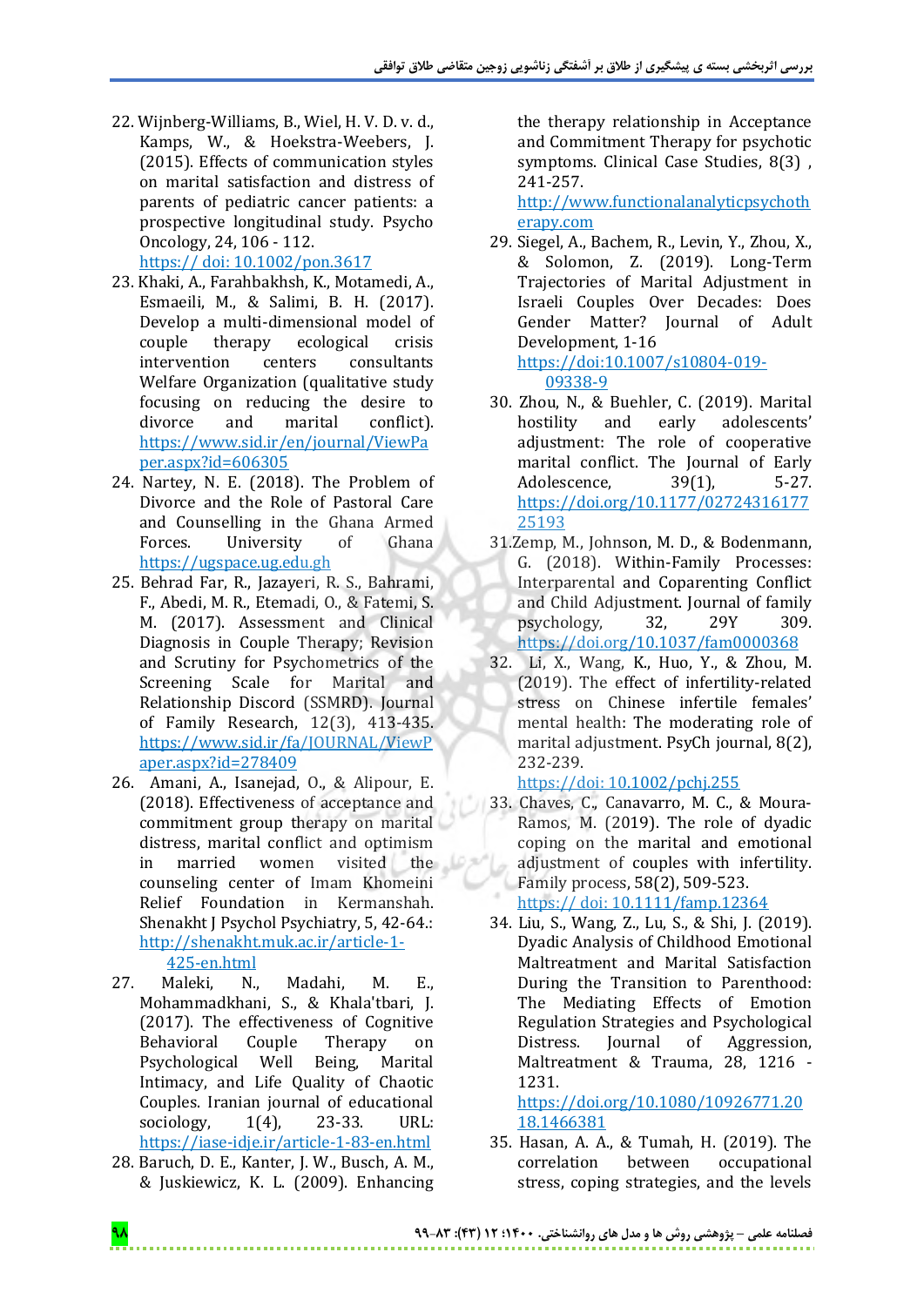22. Wijnberg-Williams, B., Wiel, H. V. D. v. d., Kamps, W., & Hoekstra-Weebers, J. (2015). Effects of communication styles on marital satisfaction and distress of parents of pediatric cancer patients: a prospective longitudinal study. Psycho Oncology, 24, 106 - 112. https:// doi: 10.1002/pon.3617
23. Khaki, A., Farahbakhsh, K., Motamedi, A., Esmaeili, M., & Salimi, B. H. (2017). Develop a multi-dimensional model of couple therapy ecological crisis intervention centers consultants Welfare Organization (qualitative study focusing on reducing the desire to divorce and marital conflict). https://www.sid.ir/en/journal/ViewPaper.aspx?id=606305
24. Nartey, N. E. (2018). The Problem of Divorce and the Role of Pastoral Care and Counselling in the Ghana Armed Forces. University of Ghana https://ugspace.ug.edu.gh
25. Behrad Far, R., Jazayeri, R. S., Bahrami, F., Abedi, M. R., Etemadi, O., & Fatemi, S. M. (2017). Assessment and Clinical Diagnosis in Couple Therapy; Revision and Scrutiny for Psychometrics of the Screening Scale for Marital and Relationship Discord (SSMRD). Journal of Family Research, 12(3), 413-435. https://www.sid.ir/fa/JOURNAL/ViewPaper.aspx?id=278409
26. Amani, A., Isanejad, O., & Alipour, E. (2018). Effectiveness of acceptance and commitment group therapy on marital distress, marital conflict and optimism in married women visited the counseling center of Imam Khomeini Relief Foundation in Kermanshah. Shenakht J Psychol Psychiatry, 5, 42-64.: http://shenakht.muk.ac.ir/article-1-425-en.html
27. Maleki, N., Madahi, M. E., Mohammadkhani, S., & Khala'tbari, J. (2017). The effectiveness of Cognitive Behavioral Couple Therapy on Psychological Well Being, Marital Intimacy, and Life Quality of Chaotic Couples. Iranian journal of educational sociology, 1(4), 23-33. URL: https://iase-idje.ir/article-1-83-en.html
28. Baruch, D. E., Kanter, J. W., Busch, A. M., & Juskiewicz, K. L. (2009). Enhancing the therapy relationship in Acceptance and Commitment Therapy for psychotic symptoms. Clinical Case Studies, 8(3) , 241-257. http://www.functionalanalyticpsychotherapy.com
29. Siegel, A., Bachem, R., Levin, Y., Zhou, X., & Solomon, Z. (2019). Long-Term Trajectories of Marital Adjustment in Israeli Couples Over Decades: Does Gender Matter? Journal of Adult Development, 1-16 https://doi:10.1007/s10804-019-09338-9
30. Zhou, N., & Buehler, C. (2019). Marital hostility and early adolescents' adjustment: The role of cooperative marital conflict. The Journal of Early Adolescence, 39(1), 5-27. https://doi.org/10.1177/0272431617725193
31. Zemp, M., Johnson, M. D., & Bodenmann, G. (2018). Within-Family Processes: Interparental and Coparenting Conflict and Child Adjustment. Journal of family psychology, 32, 29Y 309. https://doi.org/10.1037/fam0000368
32. Li, X., Wang, K., Huo, Y., & Zhou, M. (2019). The effect of infertility-related stress on Chinese infertile females' mental health: The moderating role of marital adjustment. PsyCh journal, 8(2), 232-239. https://doi: 10.1002/pchj.255
33. Chaves, C., Canavarro, M. C., & Moura-Ramos, M. (2019). The role of dyadic coping on the marital and emotional adjustment of couples with infertility. Family process, 58(2), 509-523. https:// doi: 10.1111/famp.12364
34. Liu, S., Wang, Z., Lu, S., & Shi, J. (2019). Dyadic Analysis of Childhood Emotional Maltreatment and Marital Satisfaction During the Transition to Parenthood: The Mediating Effects of Emotion Regulation Strategies and Psychological Distress. Journal of Aggression, Maltreatment & Trauma, 28, 1216 - 1231. https://doi.org/10.1080/10926771.2018.1466381
35. Hasan, A. A., & Tumah, H. (2019). The correlation between occupational stress, coping strategies, and the levels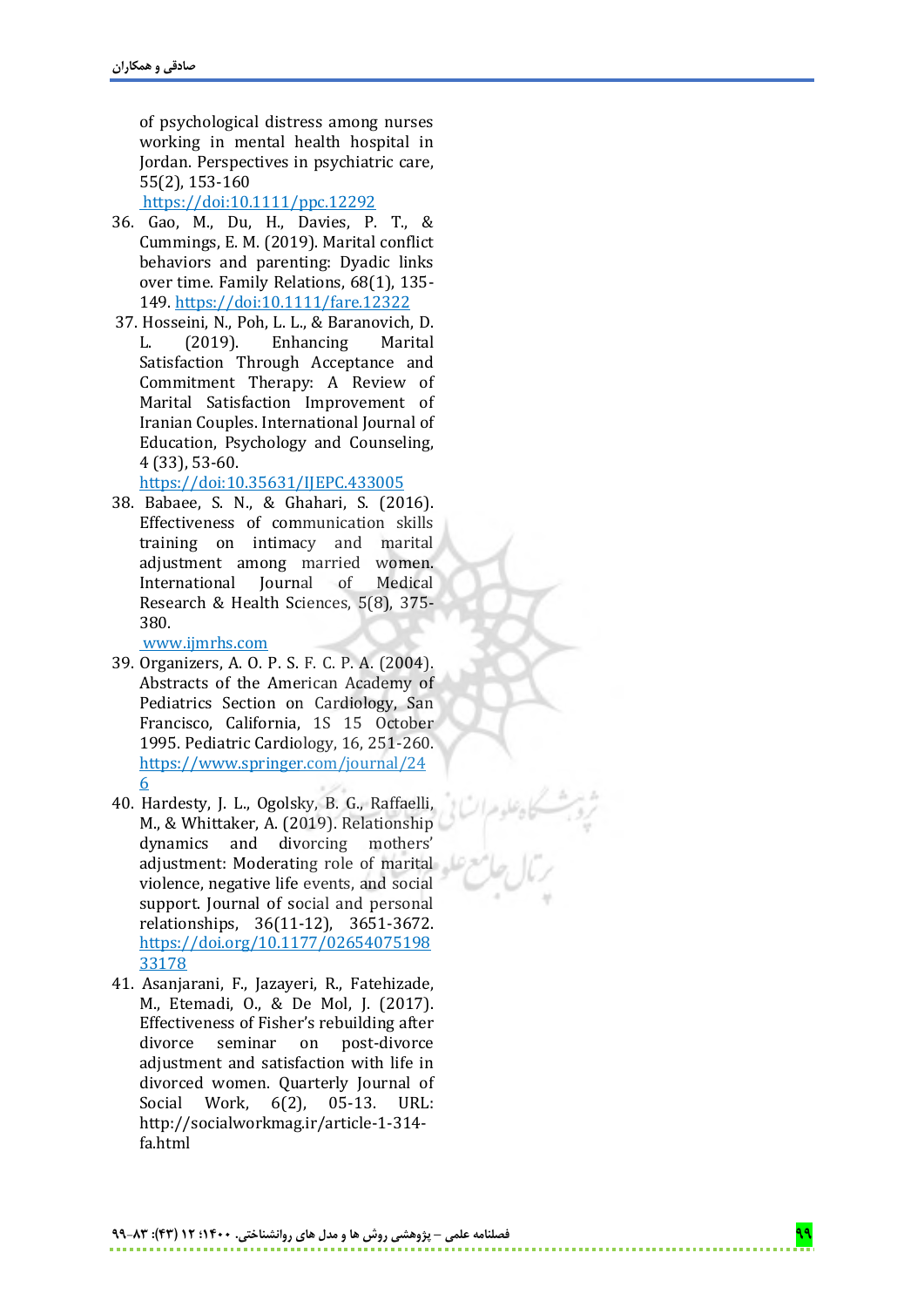of psychological distress among nurses working in mental health hospital in Jordan. Perspectives in psychiatric care, 55(2), 153-160 https://doi:10.1111/ppc.12292

36. Gao, M., Du, H., Davies, P. T., & Cummings, E. M. (2019). Marital conflict behaviors and parenting: Dyadic links over time. Family Relations, 68(1), 135-149. https://doi:10.1111/fare.12322
37. Hosseini, N., Poh, L. L., & Baranovich, D. L. (2019). Enhancing Marital Satisfaction Through Acceptance and Commitment Therapy: A Review of Marital Satisfaction Improvement of Iranian Couples. International Journal of Education, Psychology and Counseling, 4 (33), 53-60. https://doi:10.35631/IJEPC.433005
38. Babaee, S. N., & Ghahari, S. (2016). Effectiveness of communication skills training on intimacy and marital adjustment among married women. International Journal of Medical Research & Health Sciences, 5(8), 375-380. www.ijmrhs.com
39. Organizers, A. O. P. S. F. C. P. A. (2004). Abstracts of the American Academy of Pediatrics Section on Cardiology, San Francisco, California, 1S 15 October 1995. Pediatric Cardiology, 16, 251-260. https://www.springer.com/journal/246
40. Hardesty, J. L., Ogolsky, B. G., Raffaelli, M., & Whittaker, A. (2019). Relationship dynamics and divorcing mothers' adjustment: Moderating role of marital violence, negative life events, and social support. Journal of social and personal relationships, 36(11-12), 3651-3672. https://doi.org/10.1177/0265407519833178
41. Asanjarani, F., Jazayeri, R., Fatehizade, M., Etemadi, O., & De Mol, J. (2017). Effectiveness of Fisher's rebuilding after divorce seminar on post-divorce adjustment and satisfaction with life in divorced women. Quarterly Journal of Social Work, 6(2), 05-13. URL: http://socialworkmag.ir/article-1-314-fa.html